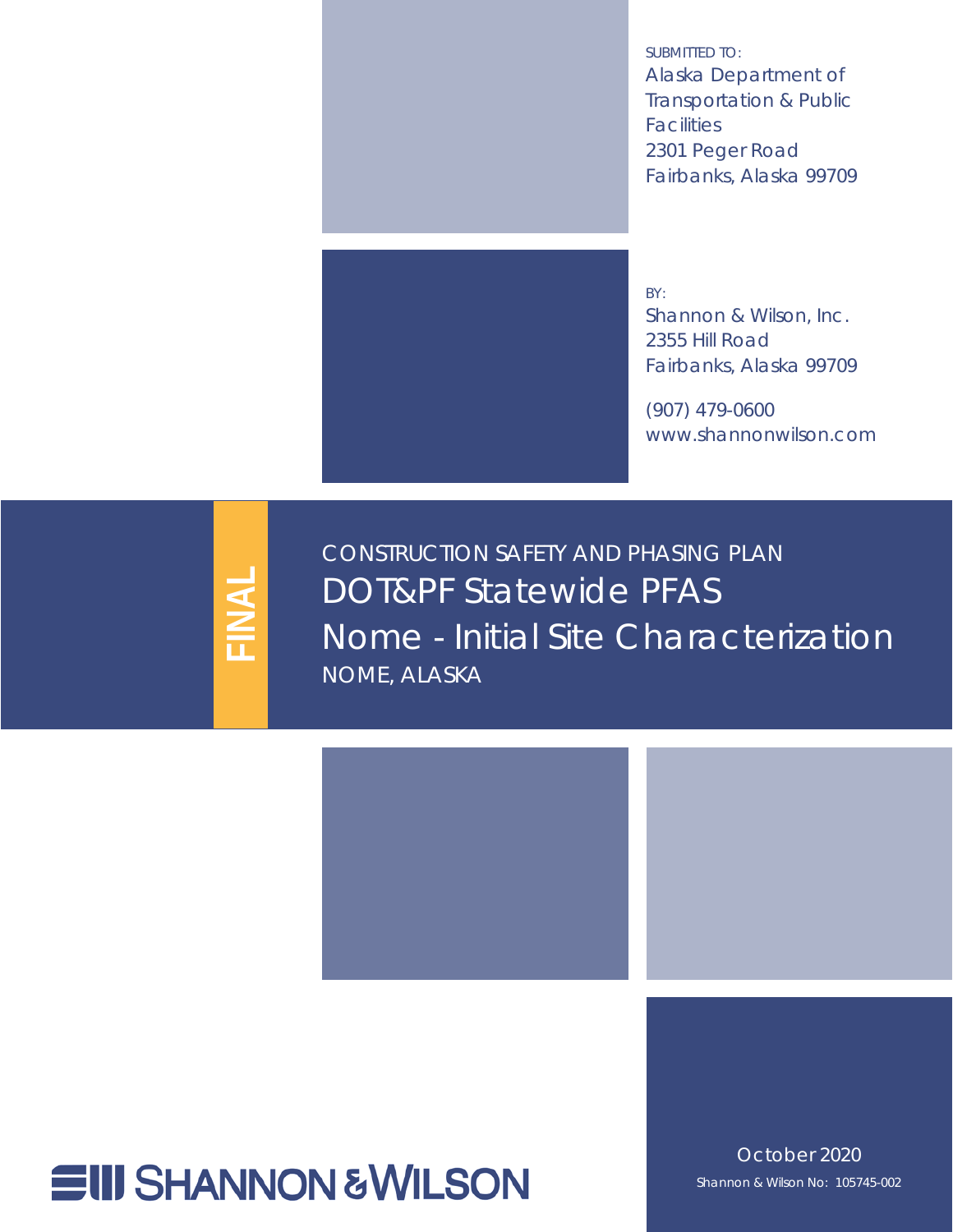SUBMITTED TO:
Alaska Department of Transportation & Public Facilities
2301 Peger Road
Fairbanks, Alaska 99709

BY:
Shannon & Wilson, Inc.
2355 Hill Road
Fairbanks, Alaska 99709

(907) 479-0600
www.shannonwilson.com

FINAL

CONSTRUCTION SAFETY AND PHASING PLAN

# DOT&PF Statewide PFAS Nome - Initial Site Characterization

NOME, ALASKA

SHANNON & WILSON

October 2020
Shannon & Wilson No: 105745-002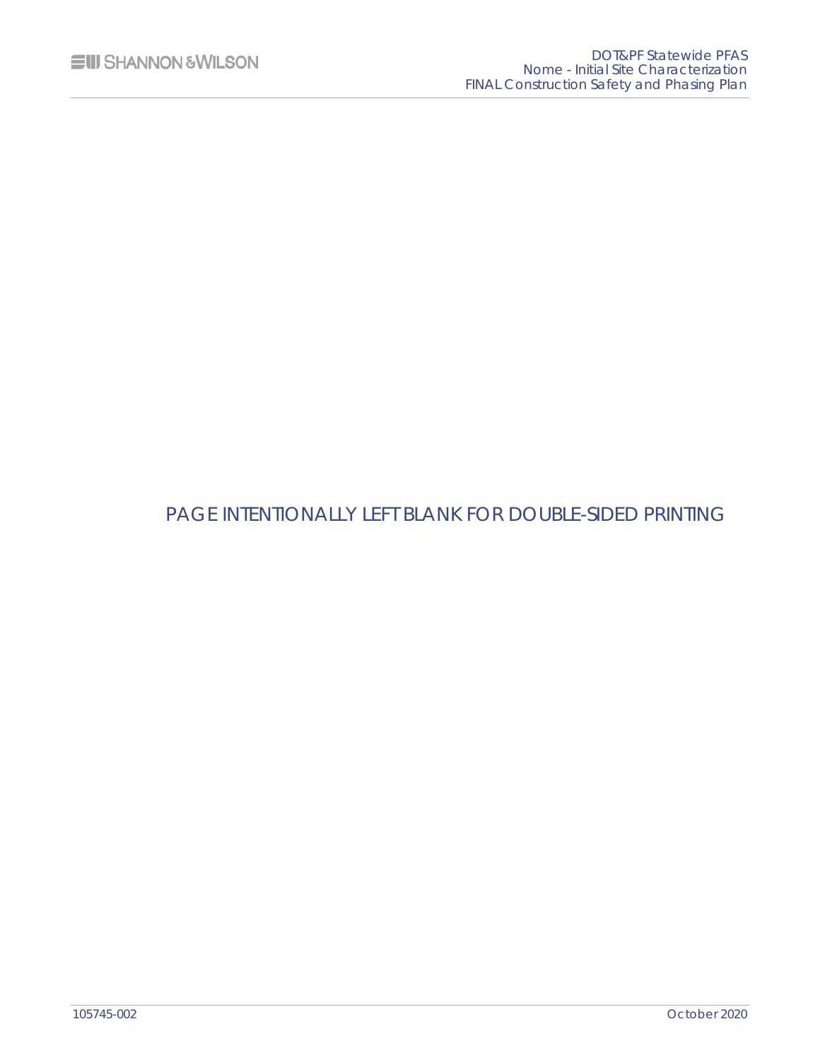PAGE INTENTIONALLY LEFT BLANK FOR DOUBLE-SIDED PRINTING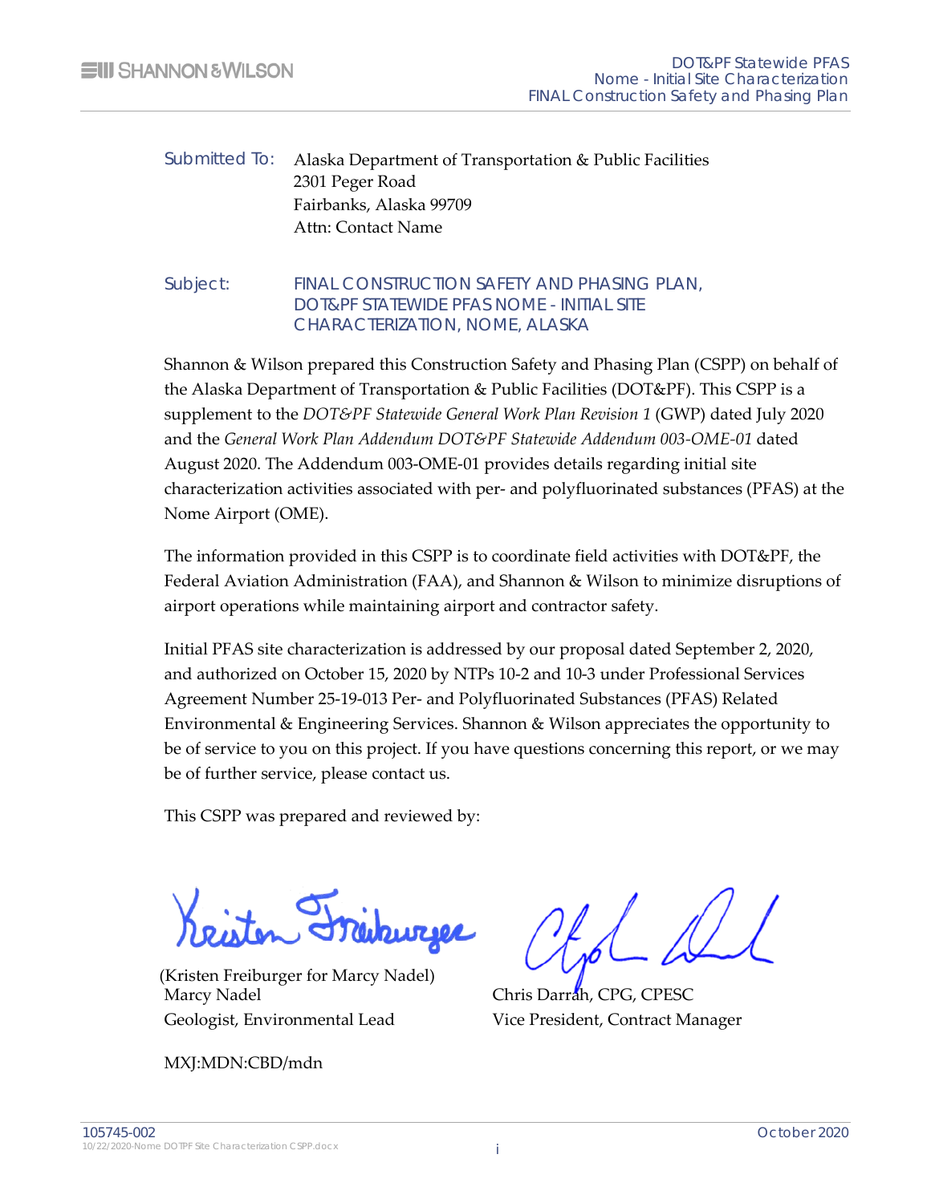Submitted To: Alaska Department of Transportation & Public Facilities
2301 Peger Road
Fairbanks, Alaska 99709
Attn: Contact Name

Subject: FINAL CONSTRUCTION SAFETY AND PHASING PLAN, DOT&PF STATEWIDE PFAS NOME - INITIAL SITE CHARACTERIZATION, NOME, ALASKA

Shannon & Wilson prepared this Construction Safety and Phasing Plan (CSPP) on behalf of the Alaska Department of Transportation & Public Facilities (DOT&PF). This CSPP is a supplement to the *DOT&PF Statewide General Work Plan Revision 1* (GWP) dated July 2020 and the *General Work Plan Addendum DOT&PF Statewide Addendum 003-OME-01* dated August 2020. The Addendum 003-OME-01 provides details regarding initial site characterization activities associated with per- and polyfluorinated substances (PFAS) at the Nome Airport (OME).

The information provided in this CSPP is to coordinate field activities with DOT&PF, the Federal Aviation Administration (FAA), and Shannon & Wilson to minimize disruptions of airport operations while maintaining airport and contractor safety.

Initial PFAS site characterization is addressed by our proposal dated September 2, 2020, and authorized on October 15, 2020 by NTPs 10-2 and 10-3 under Professional Services Agreement Number 25-19-013 Per- and Polyfluorinated Substances (PFAS) Related Environmental & Engineering Services. Shannon & Wilson appreciates the opportunity to be of service to you on this project. If you have questions concerning this report, or we may be of further service, please contact us.

This CSPP was prepared and reviewed by:

(Kristen Freiburger for Marcy Nadel)
Marcy Nadel
Geologist, Environmental Lead

Chris Darrah, CPG, CPESC
Vice President, Contract Manager

MXJ:MDN:CBD/mdn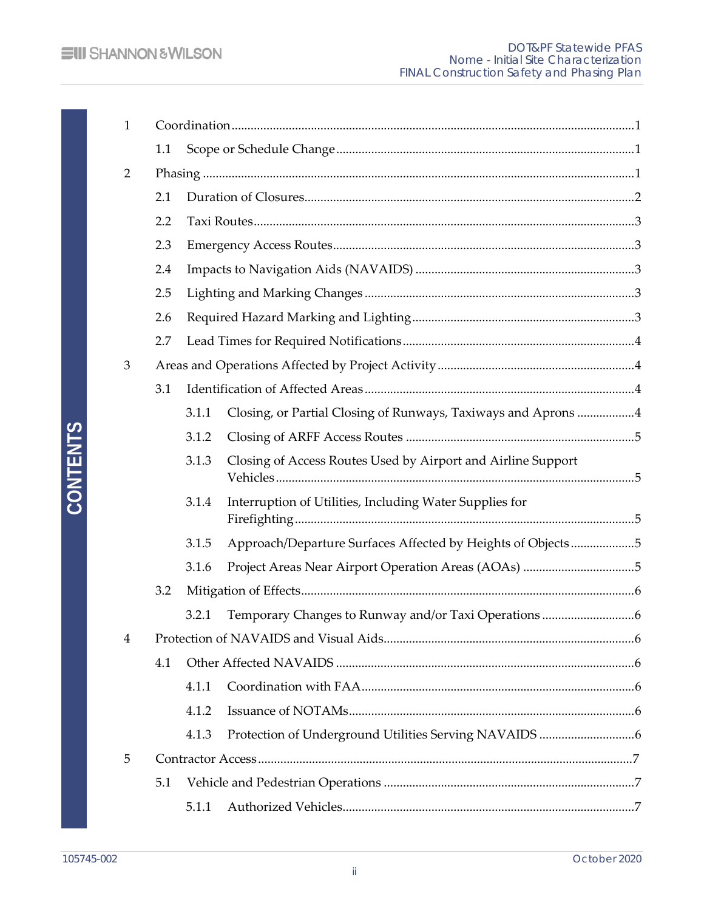# CONTENTS

| | | | |
|---|---|---|---|
| 1 | Coordination | | 1 |
| | 1.1 | Scope or Schedule Change | 1 |
| 2 | Phasing | | 1 |
| | 2.1 | Duration of Closures | 2 |
| | 2.2 | Taxi Routes | 3 |
| | 2.3 | Emergency Access Routes | 3 |
| | 2.4 | Impacts to Navigation Aids (NAVAIDS) | 3 |
| | 2.5 | Lighting and Marking Changes | 3 |
| | 2.6 | Required Hazard Marking and Lighting | 3 |
| | 2.7 | Lead Times for Required Notifications | 4 |
| 3 | Areas and Operations Affected by Project Activity | | 4 |
| | 3.1 | Identification of Affected Areas | 4 |
| | 3.1.1 | Closing, or Partial Closing of Runways, Taxiways and Aprons | 4 |
| | 3.1.2 | Closing of ARFF Access Routes | 5 |
| | 3.1.3 | Closing of Access Routes Used by Airport and Airline Support Vehicles | 5 |
| | 3.1.4 | Interruption of Utilities, Including Water Supplies for Firefighting | 5 |
| | 3.1.5 | Approach/Departure Surfaces Affected by Heights of Objects | 5 |
| | 3.1.6 | Project Areas Near Airport Operation Areas (AOAs) | 5 |
| | 3.2 | Mitigation of Effects | 6 |
| | 3.2.1 | Temporary Changes to Runway and/or Taxi Operations | 6 |
| 4 | Protection of NAVAIDS and Visual Aids | | 6 |
| | 4.1 | Other Affected NAVAIDS | 6 |
| | 4.1.1 | Coordination with FAA | 6 |
| | 4.1.2 | Issuance of NOTAMs | 6 |
| | 4.1.3 | Protection of Underground Utilities Serving NAVAIDS | 6 |
| 5 | Contractor Access | | 7 |
| | 5.1 | Vehicle and Pedestrian Operations | 7 |
| | 5.1.1 | Authorized Vehicles | 7 |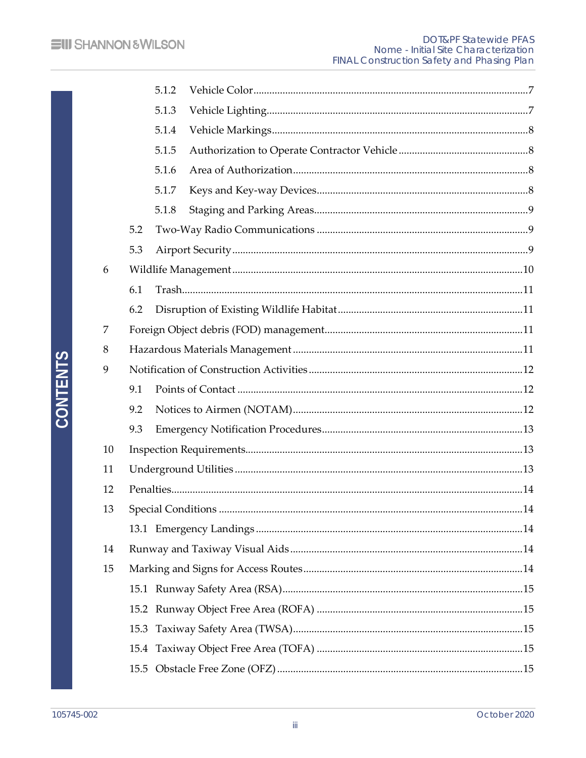5.1.2 Vehicle Color .......................................................... 7

5.1.3 Vehicle Lighting ....................................................... 7

5.1.4 Vehicle Markings ...................................................... 8

5.1.5 Authorization to Operate Contractor Vehicle ........................... 8

5.1.6 Area of Authorization .................................................. 8

5.1.7 Keys and Key-way Devices ............................................. 8

5.1.8 Staging and Parking Areas ............................................. 9

5.2 Two-Way Radio Communications ............................................ 9

5.3 Airport Security ........................................................... 9

6 Wildlife Management ........................................................ 10

6.1 Trash ..................................................................... 11

6.2 Disruption of Existing Wildlife Habitat .................................... 11

7 Foreign Object debris (FOD) management ...................................... 11

8 Hazardous Materials Management .............................................. 11

9 Notification of Construction Activities ...................................... 12

9.1 Points of Contact .......................................................... 12

9.2 Notices to Airmen (NOTAM) ................................................. 12

9.3 Emergency Notification Procedures ......................................... 13

10 Inspection Requirements .................................................... 13

11 Underground Utilities ...................................................... 13

12 Penalties .................................................................. 14

13 Special Conditions ......................................................... 14

13.1 Emergency Landings ........................................................ 14

14 Runway and Taxiway Visual Aids .............................................. 14

15 Marking and Signs for Access Routes ......................................... 14

15.1 Runway Safety Area (RSA) .................................................. 15

15.2 Runway Object Free Area (ROFA) ............................................ 15

15.3 Taxiway Safety Area (TWSA) ................................................ 15

15.4 Taxiway Object Free Area (TOFA) ........................................... 15

15.5 Obstacle Free Zone (OFZ) .................................................. 15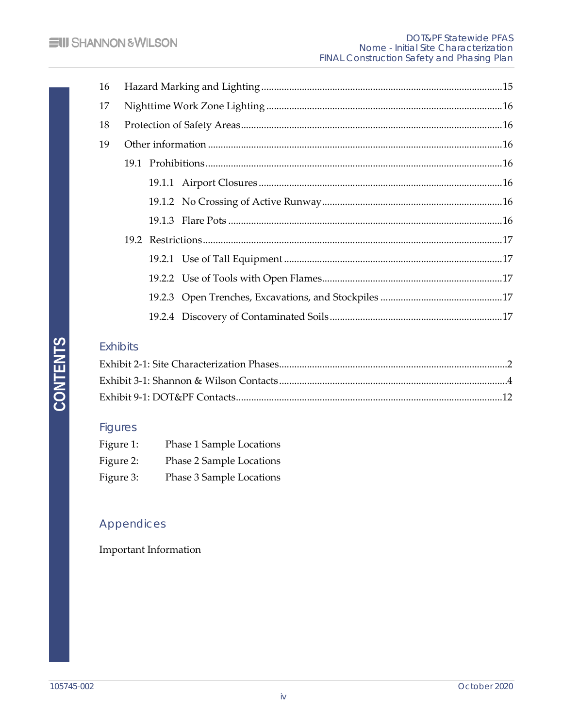16 Hazard Marking and Lighting ........ 15
17 Nighttime Work Zone Lighting ........ 16
18 Protection of Safety Areas ........ 16
19 Other information ........ 16
- 19.1 Prohibitions ........ 16
  - 19.1.1 Airport Closures ........ 16
  - 19.1.2 No Crossing of Active Runway ........ 16
  - 19.1.3 Flare Pots ........ 16
- 19.2 Restrictions ........ 17
  - 19.2.1 Use of Tall Equipment ........ 17
  - 19.2.2 Use of Tools with Open Flames ........ 17
  - 19.2.3 Open Trenches, Excavations, and Stockpiles ........ 17
  - 19.2.4 Discovery of Contaminated Soils ........ 17

## Exhibits

Exhibit 2-1: Site Characterization Phases ........ 2
Exhibit 3-1: Shannon & Wilson Contacts ........ 4
Exhibit 9-1: DOT&PF Contacts ........ 12

## Figures

Figure 1: Phase 1 Sample Locations
Figure 2: Phase 2 Sample Locations
Figure 3: Phase 3 Sample Locations

## Appendices

Important Information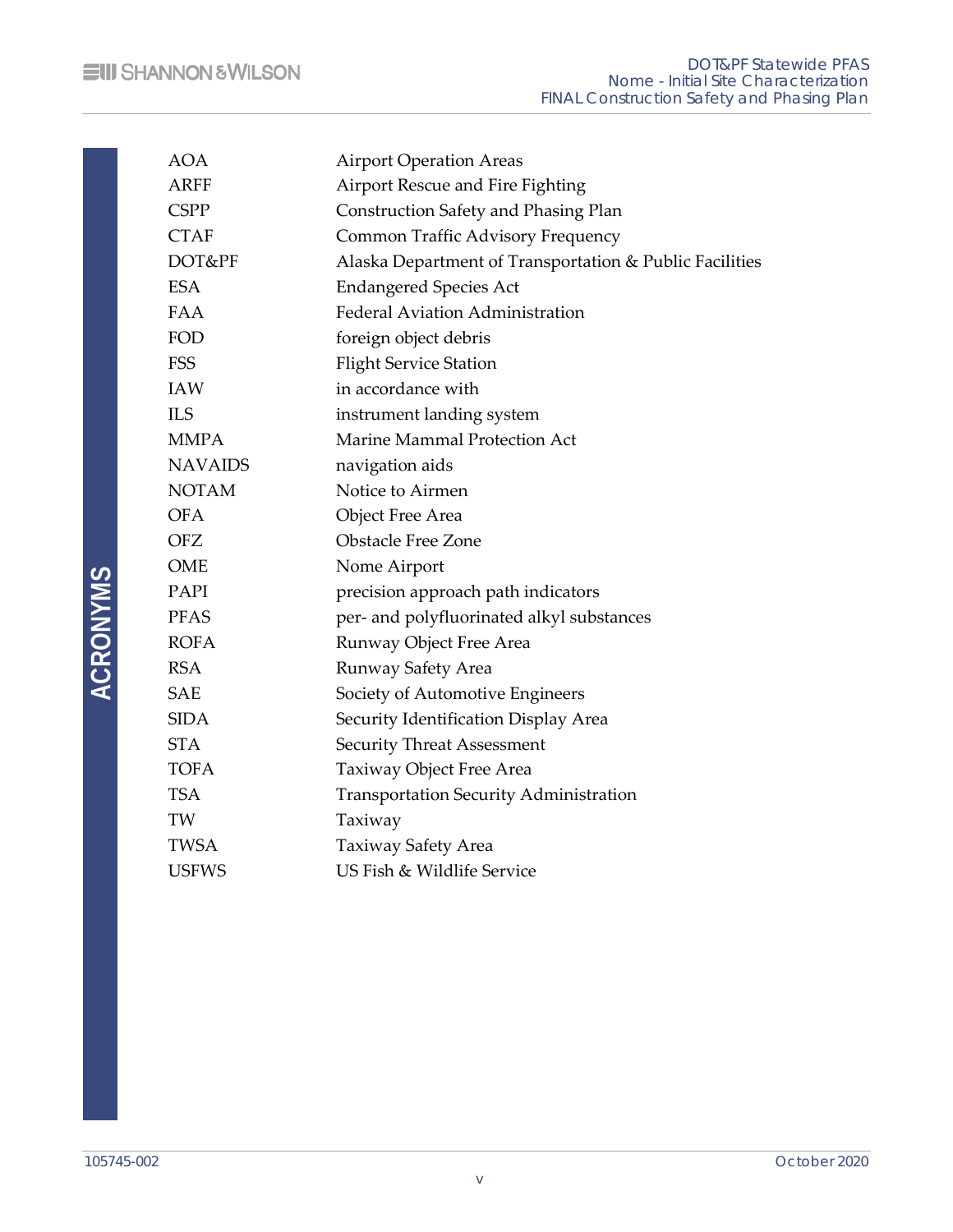# ACRONYMS

| | |
|---|---|
| AOA | Airport Operation Areas |
| ARFF | Airport Rescue and Fire Fighting |
| CSPP | Construction Safety and Phasing Plan |
| CTAF | Common Traffic Advisory Frequency |
| DOT&PF | Alaska Department of Transportation & Public Facilities |
| ESA | Endangered Species Act |
| FAA | Federal Aviation Administration |
| FOD | foreign object debris |
| FSS | Flight Service Station |
| IAW | in accordance with |
| ILS | instrument landing system |
| MMPA | Marine Mammal Protection Act |
| NAVAIDS | navigation aids |
| NOTAM | Notice to Airmen |
| OFA | Object Free Area |
| OFZ | Obstacle Free Zone |
| OME | Nome Airport |
| PAPI | precision approach path indicators |
| PFAS | per- and polyfluorinated alkyl substances |
| ROFA | Runway Object Free Area |
| RSA | Runway Safety Area |
| SAE | Society of Automotive Engineers |
| SIDA | Security Identification Display Area |
| STA | Security Threat Assessment |
| TOFA | Taxiway Object Free Area |
| TSA | Transportation Security Administration |
| TW | Taxiway |
| TWSA | Taxiway Safety Area |
| USFWS | US Fish & Wildlife Service |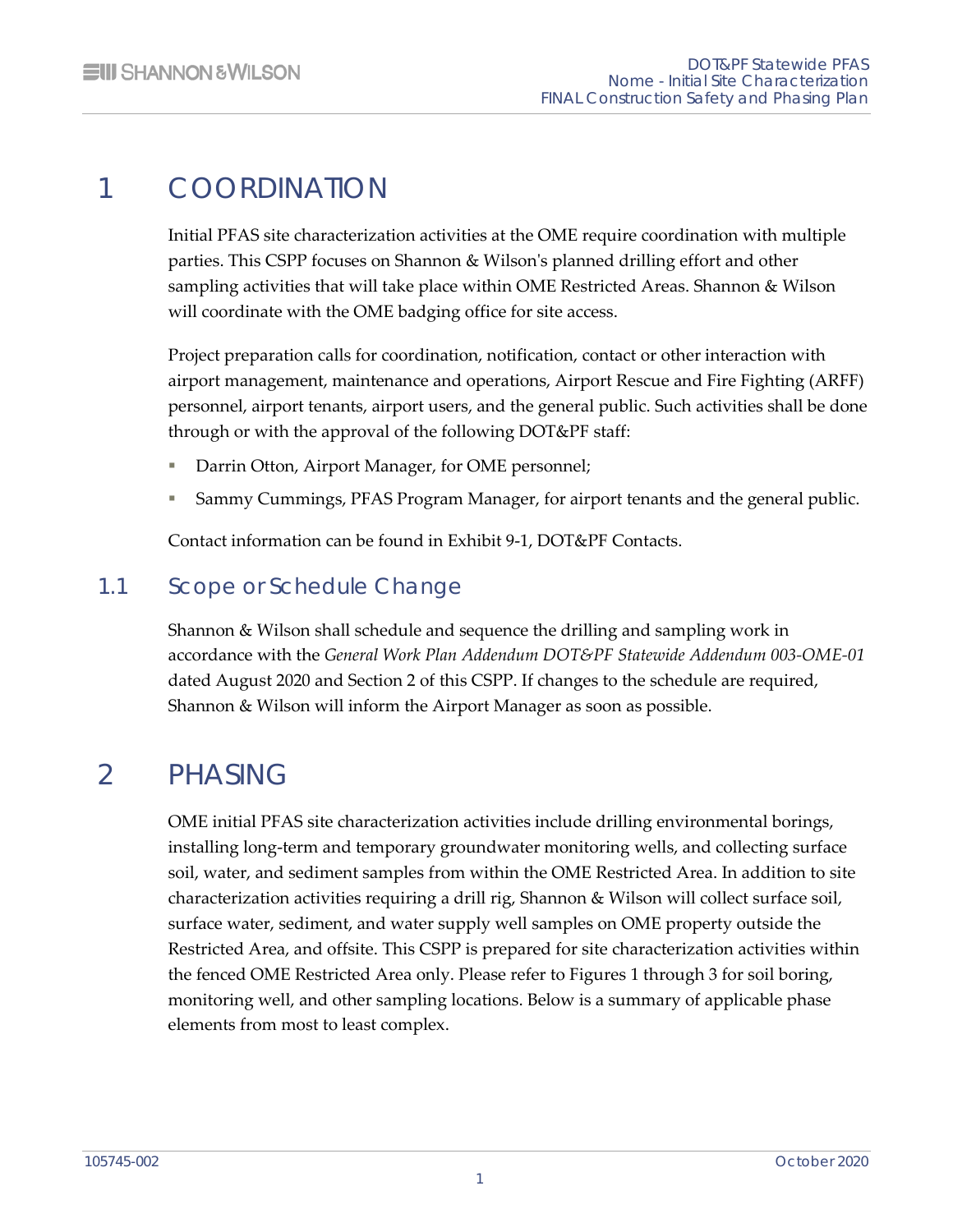# 1 COORDINATION

Initial PFAS site characterization activities at the OME require coordination with multiple parties. This CSPP focuses on Shannon & Wilson's planned drilling effort and other sampling activities that will take place within OME Restricted Areas. Shannon & Wilson will coordinate with the OME badging office for site access.

Project preparation calls for coordination, notification, contact or other interaction with airport management, maintenance and operations, Airport Rescue and Fire Fighting (ARFF) personnel, airport tenants, airport users, and the general public. Such activities shall be done through or with the approval of the following DOT&PF staff:

- Darrin Otton, Airport Manager, for OME personnel;
- Sammy Cummings, PFAS Program Manager, for airport tenants and the general public.

Contact information can be found in Exhibit 9-1, DOT&PF Contacts.

## 1.1 Scope or Schedule Change

Shannon & Wilson shall schedule and sequence the drilling and sampling work in accordance with the *General Work Plan Addendum DOT&PF Statewide Addendum 003-OME-01* dated August 2020 and Section 2 of this CSPP. If changes to the schedule are required, Shannon & Wilson will inform the Airport Manager as soon as possible.

# 2 PHASING

OME initial PFAS site characterization activities include drilling environmental borings, installing long-term and temporary groundwater monitoring wells, and collecting surface soil, water, and sediment samples from within the OME Restricted Area. In addition to site characterization activities requiring a drill rig, Shannon & Wilson will collect surface soil, surface water, sediment, and water supply well samples on OME property outside the Restricted Area, and offsite. This CSPP is prepared for site characterization activities within the fenced OME Restricted Area only. Please refer to Figures 1 through 3 for soil boring, monitoring well, and other sampling locations. Below is a summary of applicable phase elements from most to least complex.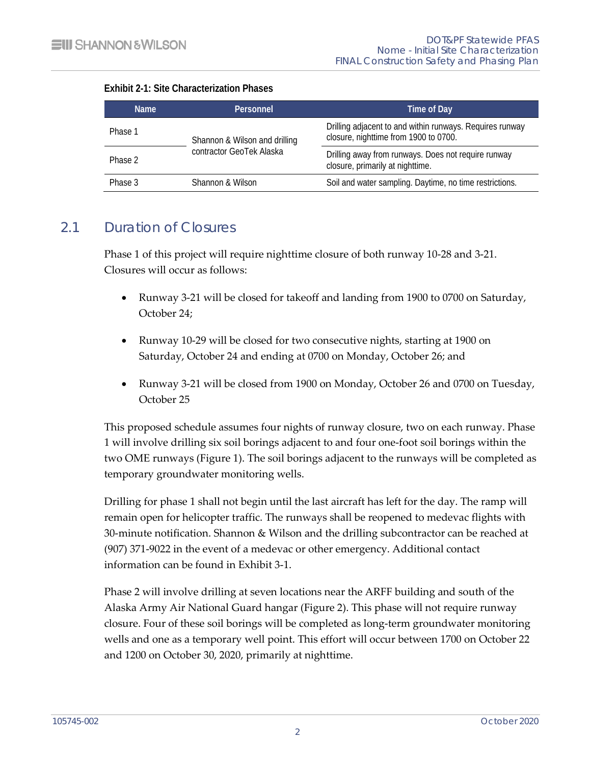**Exhibit 2-1: Site Characterization Phases**

| Name | Personnel | Time of Day |
|---|---|---|
| Phase 1 | Shannon & Wilson and drilling contractor GeoTek Alaska | Drilling adjacent to and within runways. Requires runway closure, nighttime from 1900 to 0700. |
| Phase 2 | | Drilling away from runways. Does not require runway closure, primarily at nighttime. |
| Phase 3 | Shannon & Wilson | Soil and water sampling. Daytime, no time restrictions. |

## 2.1 Duration of Closures

Phase 1 of this project will require nighttime closure of both runway 10-28 and 3-21. Closures will occur as follows:

- Runway 3-21 will be closed for takeoff and landing from 1900 to 0700 on Saturday, October 24;
- Runway 10-29 will be closed for two consecutive nights, starting at 1900 on Saturday, October 24 and ending at 0700 on Monday, October 26; and
- Runway 3-21 will be closed from 1900 on Monday, October 26 and 0700 on Tuesday, October 25

This proposed schedule assumes four nights of runway closure, two on each runway. Phase 1 will involve drilling six soil borings adjacent to and four one-foot soil borings within the two OME runways (Figure 1). The soil borings adjacent to the runways will be completed as temporary groundwater monitoring wells.

Drilling for phase 1 shall not begin until the last aircraft has left for the day. The ramp will remain open for helicopter traffic. The runways shall be reopened to medevac flights with 30-minute notification. Shannon & Wilson and the drilling subcontractor can be reached at (907) 371-9022 in the event of a medevac or other emergency. Additional contact information can be found in Exhibit 3-1.

Phase 2 will involve drilling at seven locations near the ARFF building and south of the Alaska Army Air National Guard hangar (Figure 2). This phase will not require runway closure. Four of these soil borings will be completed as long-term groundwater monitoring wells and one as a temporary well point. This effort will occur between 1700 on October 22 and 1200 on October 30, 2020, primarily at nighttime.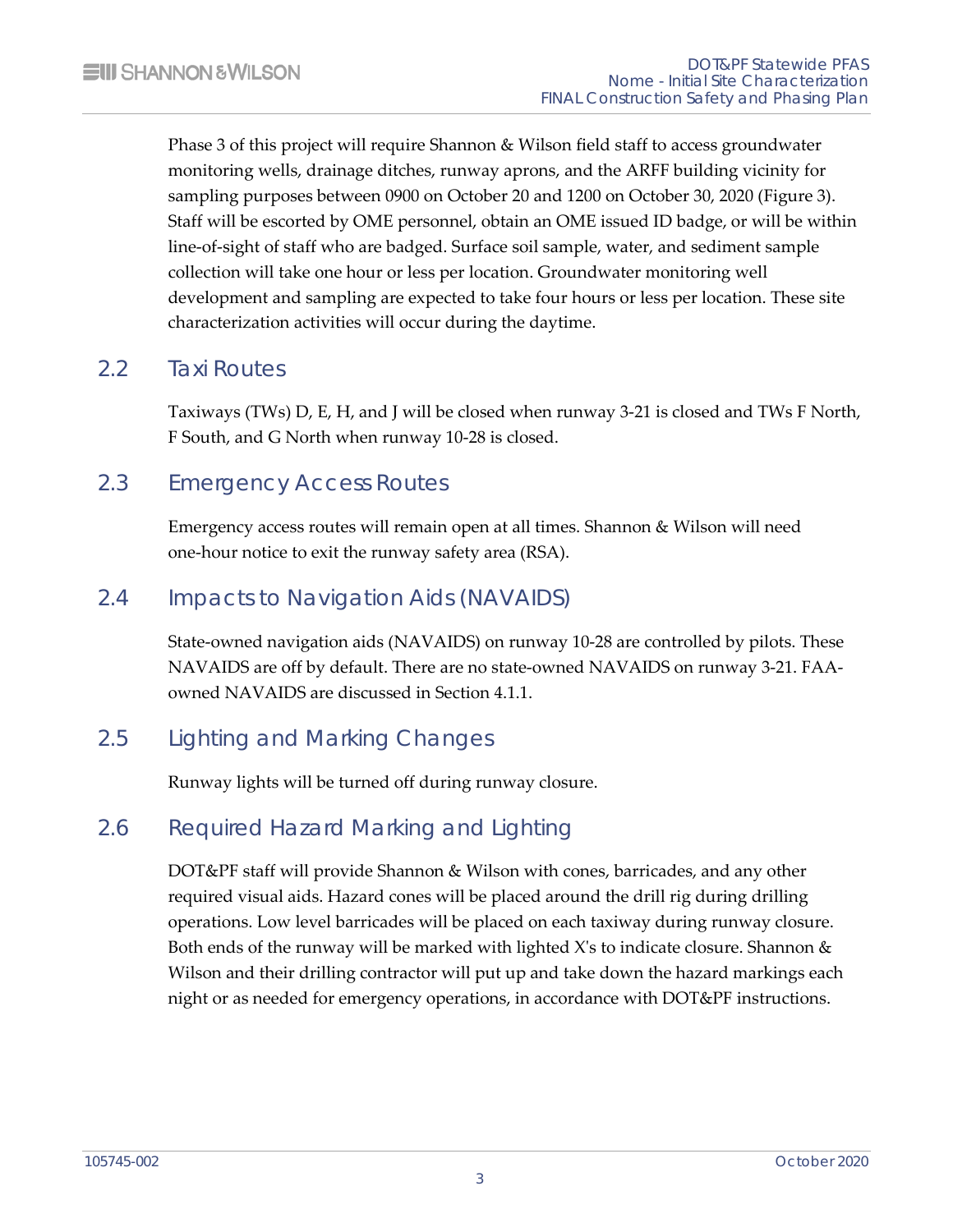Phase 3 of this project will require Shannon & Wilson field staff to access groundwater monitoring wells, drainage ditches, runway aprons, and the ARFF building vicinity for sampling purposes between 0900 on October 20 and 1200 on October 30, 2020 (Figure 3). Staff will be escorted by OME personnel, obtain an OME issued ID badge, or will be within line-of-sight of staff who are badged. Surface soil sample, water, and sediment sample collection will take one hour or less per location. Groundwater monitoring well development and sampling are expected to take four hours or less per location. These site characterization activities will occur during the daytime.

## 2.2 Taxi Routes

Taxiways (TWs) D, E, H, and J will be closed when runway 3-21 is closed and TWs F North, F South, and G North when runway 10-28 is closed.

## 2.3 Emergency Access Routes

Emergency access routes will remain open at all times. Shannon & Wilson will need one-hour notice to exit the runway safety area (RSA).

## 2.4 Impacts to Navigation Aids (NAVAIDS)

State-owned navigation aids (NAVAIDS) on runway 10-28 are controlled by pilots. These NAVAIDS are off by default. There are no state-owned NAVAIDS on runway 3-21. FAA-owned NAVAIDS are discussed in Section 4.1.1.

## 2.5 Lighting and Marking Changes

Runway lights will be turned off during runway closure.

## 2.6 Required Hazard Marking and Lighting

DOT&PF staff will provide Shannon & Wilson with cones, barricades, and any other required visual aids. Hazard cones will be placed around the drill rig during drilling operations. Low level barricades will be placed on each taxiway during runway closure. Both ends of the runway will be marked with lighted X's to indicate closure. Shannon & Wilson and their drilling contractor will put up and take down the hazard markings each night or as needed for emergency operations, in accordance with DOT&PF instructions.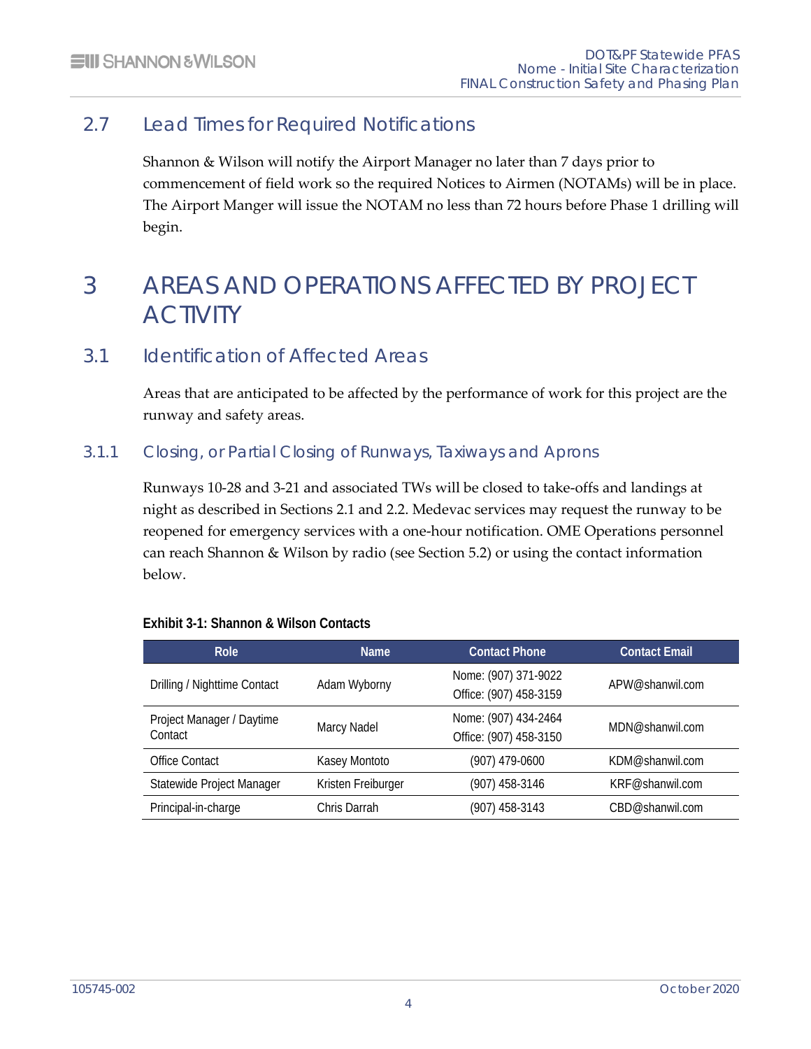## 2.7 Lead Times for Required Notifications

Shannon & Wilson will notify the Airport Manager no later than 7 days prior to commencement of field work so the required Notices to Airmen (NOTAMs) will be in place. The Airport Manger will issue the NOTAM no less than 72 hours before Phase 1 drilling will begin.

# 3 AREAS AND OPERATIONS AFFECTED BY PROJECT ACTIVITY

## 3.1 Identification of Affected Areas

Areas that are anticipated to be affected by the performance of work for this project are the runway and safety areas.

### 3.1.1 Closing, or Partial Closing of Runways, Taxiways and Aprons

Runways 10-28 and 3-21 and associated TWs will be closed to take-offs and landings at night as described in Sections 2.1 and 2.2. Medevac services may request the runway to be reopened for emergency services with a one-hour notification. OME Operations personnel can reach Shannon & Wilson by radio (see Section 5.2) or using the contact information below.

**Exhibit 3-1: Shannon & Wilson Contacts**

| Role | Name | Contact Phone | Contact Email |
|---|---|---|---|
| Drilling / Nighttime Contact | Adam Wyborny | Nome: (907) 371-9022<br>Office: (907) 458-3159 | APW@shanwil.com |
| Project Manager / Daytime Contact | Marcy Nadel | Nome: (907) 434-2464<br>Office: (907) 458-3150 | MDN@shanwil.com |
| Office Contact | Kasey Montoto | (907) 479-0600 | KDM@shanwil.com |
| Statewide Project Manager | Kristen Freiburger | (907) 458-3146 | KRF@shanwil.com |
| Principal-in-charge | Chris Darrah | (907) 458-3143 | CBD@shanwil.com |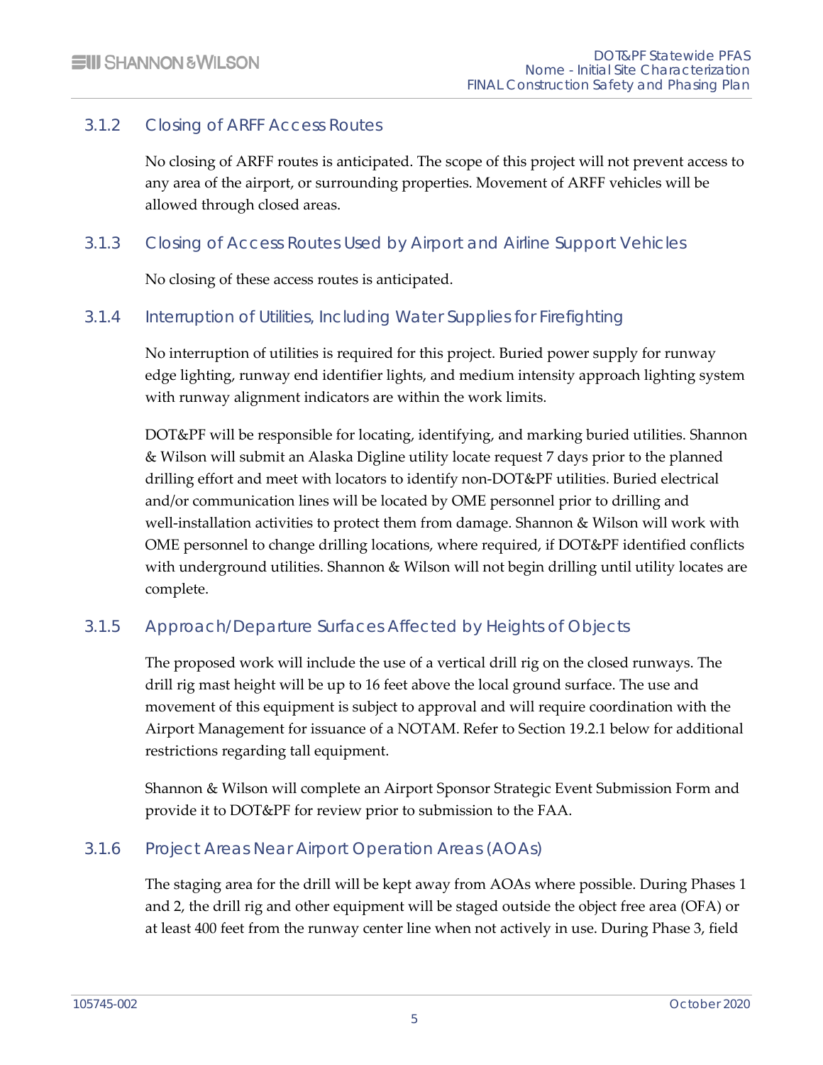### 3.1.2 Closing of ARFF Access Routes

No closing of ARFF routes is anticipated. The scope of this project will not prevent access to any area of the airport, or surrounding properties. Movement of ARFF vehicles will be allowed through closed areas.

### 3.1.3 Closing of Access Routes Used by Airport and Airline Support Vehicles

No closing of these access routes is anticipated.

### 3.1.4 Interruption of Utilities, Including Water Supplies for Firefighting

No interruption of utilities is required for this project. Buried power supply for runway edge lighting, runway end identifier lights, and medium intensity approach lighting system with runway alignment indicators are within the work limits.

DOT&PF will be responsible for locating, identifying, and marking buried utilities. Shannon & Wilson will submit an Alaska Digline utility locate request 7 days prior to the planned drilling effort and meet with locators to identify non-DOT&PF utilities. Buried electrical and/or communication lines will be located by OME personnel prior to drilling and well-installation activities to protect them from damage. Shannon & Wilson will work with OME personnel to change drilling locations, where required, if DOT&PF identified conflicts with underground utilities. Shannon & Wilson will not begin drilling until utility locates are complete.

### 3.1.5 Approach/Departure Surfaces Affected by Heights of Objects

The proposed work will include the use of a vertical drill rig on the closed runways. The drill rig mast height will be up to 16 feet above the local ground surface. The use and movement of this equipment is subject to approval and will require coordination with the Airport Management for issuance of a NOTAM. Refer to Section 19.2.1 below for additional restrictions regarding tall equipment.

Shannon & Wilson will complete an Airport Sponsor Strategic Event Submission Form and provide it to DOT&PF for review prior to submission to the FAA.

### 3.1.6 Project Areas Near Airport Operation Areas (AOAs)

The staging area for the drill will be kept away from AOAs where possible. During Phases 1 and 2, the drill rig and other equipment will be staged outside the object free area (OFA) or at least 400 feet from the runway center line when not actively in use. During Phase 3, field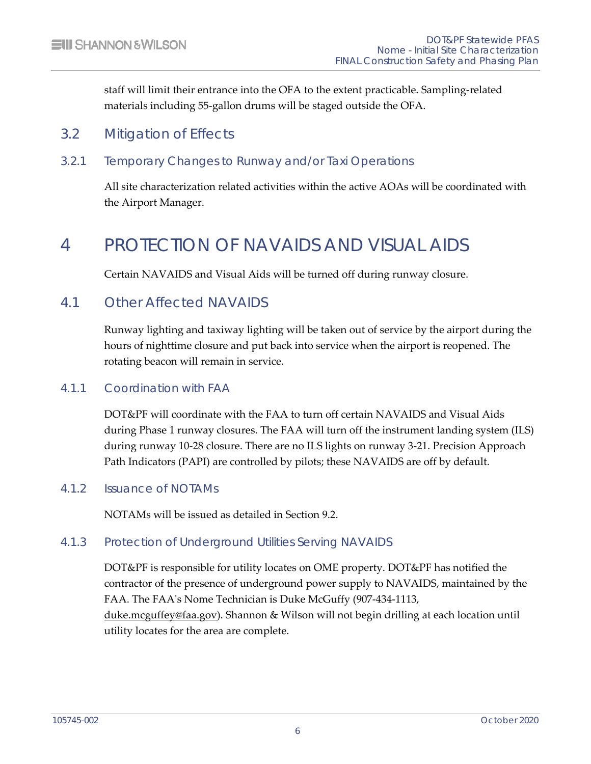staff will limit their entrance into the OFA to the extent practicable. Sampling-related materials including 55-gallon drums will be staged outside the OFA.

## 3.2 Mitigation of Effects

### 3.2.1 Temporary Changes to Runway and/or Taxi Operations

All site characterization related activities within the active AOAs will be coordinated with the Airport Manager.

# 4 PROTECTION OF NAVAIDS AND VISUAL AIDS

Certain NAVAIDS and Visual Aids will be turned off during runway closure.

## 4.1 Other Affected NAVAIDS

Runway lighting and taxiway lighting will be taken out of service by the airport during the hours of nighttime closure and put back into service when the airport is reopened. The rotating beacon will remain in service.

### 4.1.1 Coordination with FAA

DOT&PF will coordinate with the FAA to turn off certain NAVAIDS and Visual Aids during Phase 1 runway closures. The FAA will turn off the instrument landing system (ILS) during runway 10-28 closure. There are no ILS lights on runway 3-21. Precision Approach Path Indicators (PAPI) are controlled by pilots; these NAVAIDS are off by default.

### 4.1.2 Issuance of NOTAMs

NOTAMs will be issued as detailed in Section 9.2.

### 4.1.3 Protection of Underground Utilities Serving NAVAIDS

DOT&PF is responsible for utility locates on OME property. DOT&PF has notified the contractor of the presence of underground power supply to NAVAIDS, maintained by the FAA. The FAA's Nome Technician is Duke McGuffy (907-434-1113, duke.mcguffey@faa.gov). Shannon & Wilson will not begin drilling at each location until utility locates for the area are complete.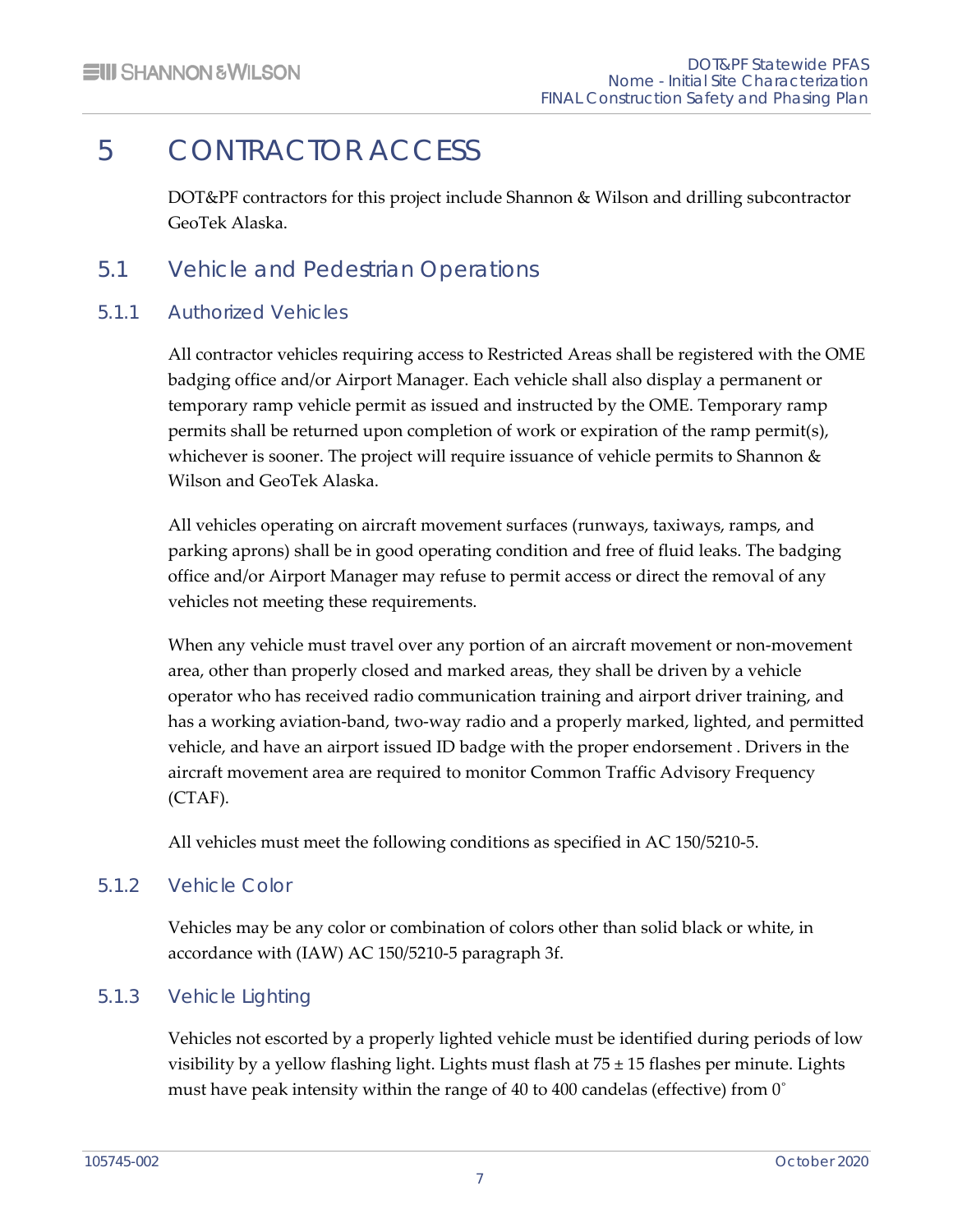# 5 CONTRACTOR ACCESS

DOT&PF contractors for this project include Shannon & Wilson and drilling subcontractor GeoTek Alaska.

## 5.1 Vehicle and Pedestrian Operations

### 5.1.1 Authorized Vehicles

All contractor vehicles requiring access to Restricted Areas shall be registered with the OME badging office and/or Airport Manager. Each vehicle shall also display a permanent or temporary ramp vehicle permit as issued and instructed by the OME. Temporary ramp permits shall be returned upon completion of work or expiration of the ramp permit(s), whichever is sooner. The project will require issuance of vehicle permits to Shannon & Wilson and GeoTek Alaska.

All vehicles operating on aircraft movement surfaces (runways, taxiways, ramps, and parking aprons) shall be in good operating condition and free of fluid leaks. The badging office and/or Airport Manager may refuse to permit access or direct the removal of any vehicles not meeting these requirements.

When any vehicle must travel over any portion of an aircraft movement or non-movement area, other than properly closed and marked areas, they shall be driven by a vehicle operator who has received radio communication training and airport driver training, and has a working aviation-band, two-way radio and a properly marked, lighted, and permitted vehicle, and have an airport issued ID badge with the proper endorsement . Drivers in the aircraft movement area are required to monitor Common Traffic Advisory Frequency (CTAF).

All vehicles must meet the following conditions as specified in AC 150/5210-5.

### 5.1.2 Vehicle Color

Vehicles may be any color or combination of colors other than solid black or white, in accordance with (IAW) AC 150/5210-5 paragraph 3f.

### 5.1.3 Vehicle Lighting

Vehicles not escorted by a properly lighted vehicle must be identified during periods of low visibility by a yellow flashing light. Lights must flash at 75 ± 15 flashes per minute. Lights must have peak intensity within the range of 40 to 400 candelas (effective) from 0˚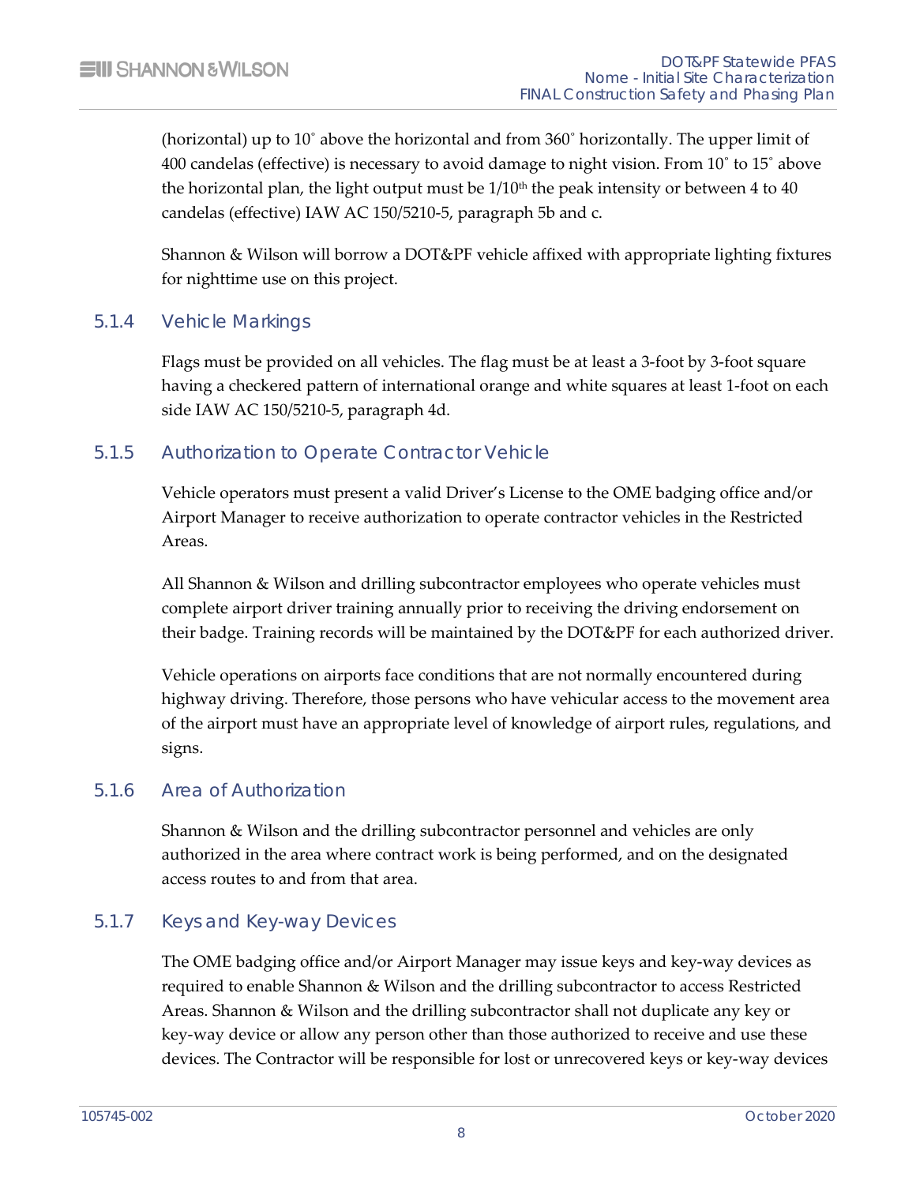(horizontal) up to 10˚ above the horizontal and from 360˚ horizontally. The upper limit of 400 candelas (effective) is necessary to avoid damage to night vision. From 10˚ to 15˚ above the horizontal plan, the light output must be 1/10th the peak intensity or between 4 to 40 candelas (effective) IAW AC 150/5210-5, paragraph 5b and c.

Shannon & Wilson will borrow a DOT&PF vehicle affixed with appropriate lighting fixtures for nighttime use on this project.

### 5.1.4 Vehicle Markings

Flags must be provided on all vehicles. The flag must be at least a 3-foot by 3-foot square having a checkered pattern of international orange and white squares at least 1-foot on each side IAW AC 150/5210-5, paragraph 4d.

### 5.1.5 Authorization to Operate Contractor Vehicle

Vehicle operators must present a valid Driver's License to the OME badging office and/or Airport Manager to receive authorization to operate contractor vehicles in the Restricted Areas.

All Shannon & Wilson and drilling subcontractor employees who operate vehicles must complete airport driver training annually prior to receiving the driving endorsement on their badge. Training records will be maintained by the DOT&PF for each authorized driver.

Vehicle operations on airports face conditions that are not normally encountered during highway driving. Therefore, those persons who have vehicular access to the movement area of the airport must have an appropriate level of knowledge of airport rules, regulations, and signs.

### 5.1.6 Area of Authorization

Shannon & Wilson and the drilling subcontractor personnel and vehicles are only authorized in the area where contract work is being performed, and on the designated access routes to and from that area.

### 5.1.7 Keys and Key-way Devices

The OME badging office and/or Airport Manager may issue keys and key-way devices as required to enable Shannon & Wilson and the drilling subcontractor to access Restricted Areas. Shannon & Wilson and the drilling subcontractor shall not duplicate any key or key-way device or allow any person other than those authorized to receive and use these devices. The Contractor will be responsible for lost or unrecovered keys or key-way devices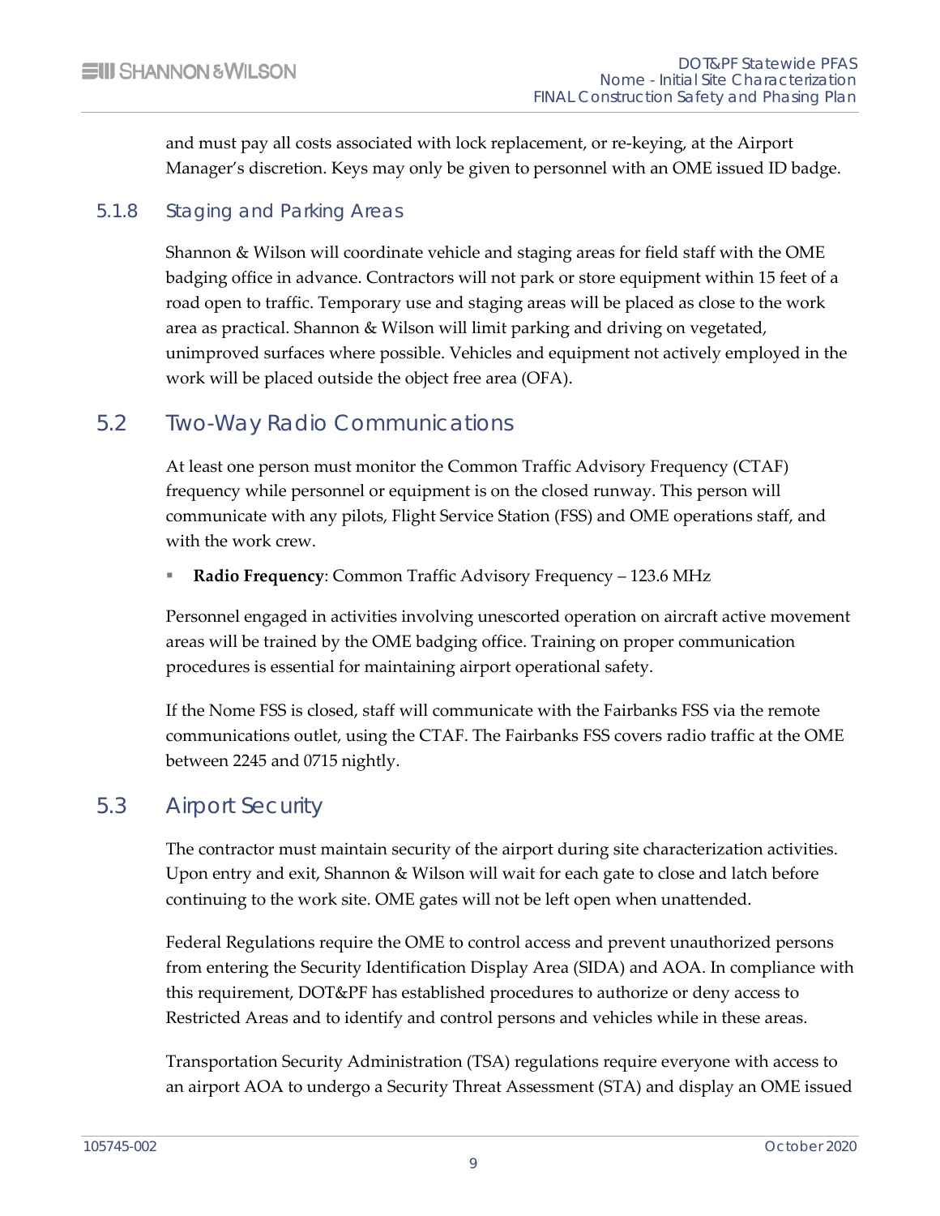and must pay all costs associated with lock replacement, or re-keying, at the Airport Manager's discretion. Keys may only be given to personnel with an OME issued ID badge.

### 5.1.8 Staging and Parking Areas

Shannon & Wilson will coordinate vehicle and staging areas for field staff with the OME badging office in advance. Contractors will not park or store equipment within 15 feet of a road open to traffic. Temporary use and staging areas will be placed as close to the work area as practical. Shannon & Wilson will limit parking and driving on vegetated, unimproved surfaces where possible. Vehicles and equipment not actively employed in the work will be placed outside the object free area (OFA).

## 5.2 Two-Way Radio Communications

At least one person must monitor the Common Traffic Advisory Frequency (CTAF) frequency while personnel or equipment is on the closed runway. This person will communicate with any pilots, Flight Service Station (FSS) and OME operations staff, and with the work crew.

- **Radio Frequency**: Common Traffic Advisory Frequency – 123.6 MHz

Personnel engaged in activities involving unescorted operation on aircraft active movement areas will be trained by the OME badging office. Training on proper communication procedures is essential for maintaining airport operational safety.

If the Nome FSS is closed, staff will communicate with the Fairbanks FSS via the remote communications outlet, using the CTAF. The Fairbanks FSS covers radio traffic at the OME between 2245 and 0715 nightly.

## 5.3 Airport Security

The contractor must maintain security of the airport during site characterization activities. Upon entry and exit, Shannon & Wilson will wait for each gate to close and latch before continuing to the work site. OME gates will not be left open when unattended.

Federal Regulations require the OME to control access and prevent unauthorized persons from entering the Security Identification Display Area (SIDA) and AOA. In compliance with this requirement, DOT&PF has established procedures to authorize or deny access to Restricted Areas and to identify and control persons and vehicles while in these areas.

Transportation Security Administration (TSA) regulations require everyone with access to an airport AOA to undergo a Security Threat Assessment (STA) and display an OME issued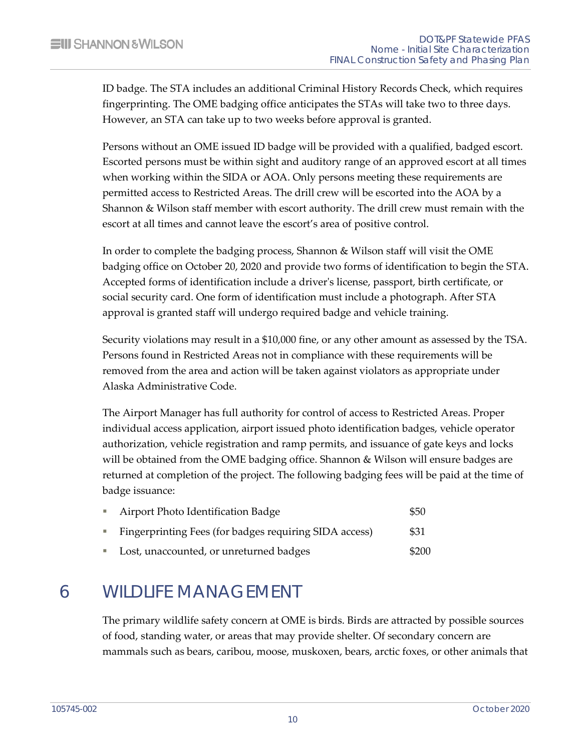ID badge. The STA includes an additional Criminal History Records Check, which requires fingerprinting. The OME badging office anticipates the STAs will take two to three days. However, an STA can take up to two weeks before approval is granted.

Persons without an OME issued ID badge will be provided with a qualified, badged escort. Escorted persons must be within sight and auditory range of an approved escort at all times when working within the SIDA or AOA. Only persons meeting these requirements are permitted access to Restricted Areas. The drill crew will be escorted into the AOA by a Shannon & Wilson staff member with escort authority. The drill crew must remain with the escort at all times and cannot leave the escort's area of positive control.

In order to complete the badging process, Shannon & Wilson staff will visit the OME badging office on October 20, 2020 and provide two forms of identification to begin the STA. Accepted forms of identification include a driver's license, passport, birth certificate, or social security card. One form of identification must include a photograph. After STA approval is granted staff will undergo required badge and vehicle training.

Security violations may result in a $10,000 fine, or any other amount as assessed by the TSA. Persons found in Restricted Areas not in compliance with these requirements will be removed from the area and action will be taken against violators as appropriate under Alaska Administrative Code.

The Airport Manager has full authority for control of access to Restricted Areas. Proper individual access application, airport issued photo identification badges, vehicle operator authorization, vehicle registration and ramp permits, and issuance of gate keys and locks will be obtained from the OME badging office. Shannon & Wilson will ensure badges are returned at completion of the project. The following badging fees will be paid at the time of badge issuance:

- Airport Photo Identification Badge — $50
- Fingerprinting Fees (for badges requiring SIDA access) — $31
- Lost, unaccounted, or unreturned badges — $200

# 6 WILDLIFE MANAGEMENT

The primary wildlife safety concern at OME is birds. Birds are attracted by possible sources of food, standing water, or areas that may provide shelter. Of secondary concern are mammals such as bears, caribou, moose, muskoxen, bears, arctic foxes, or other animals that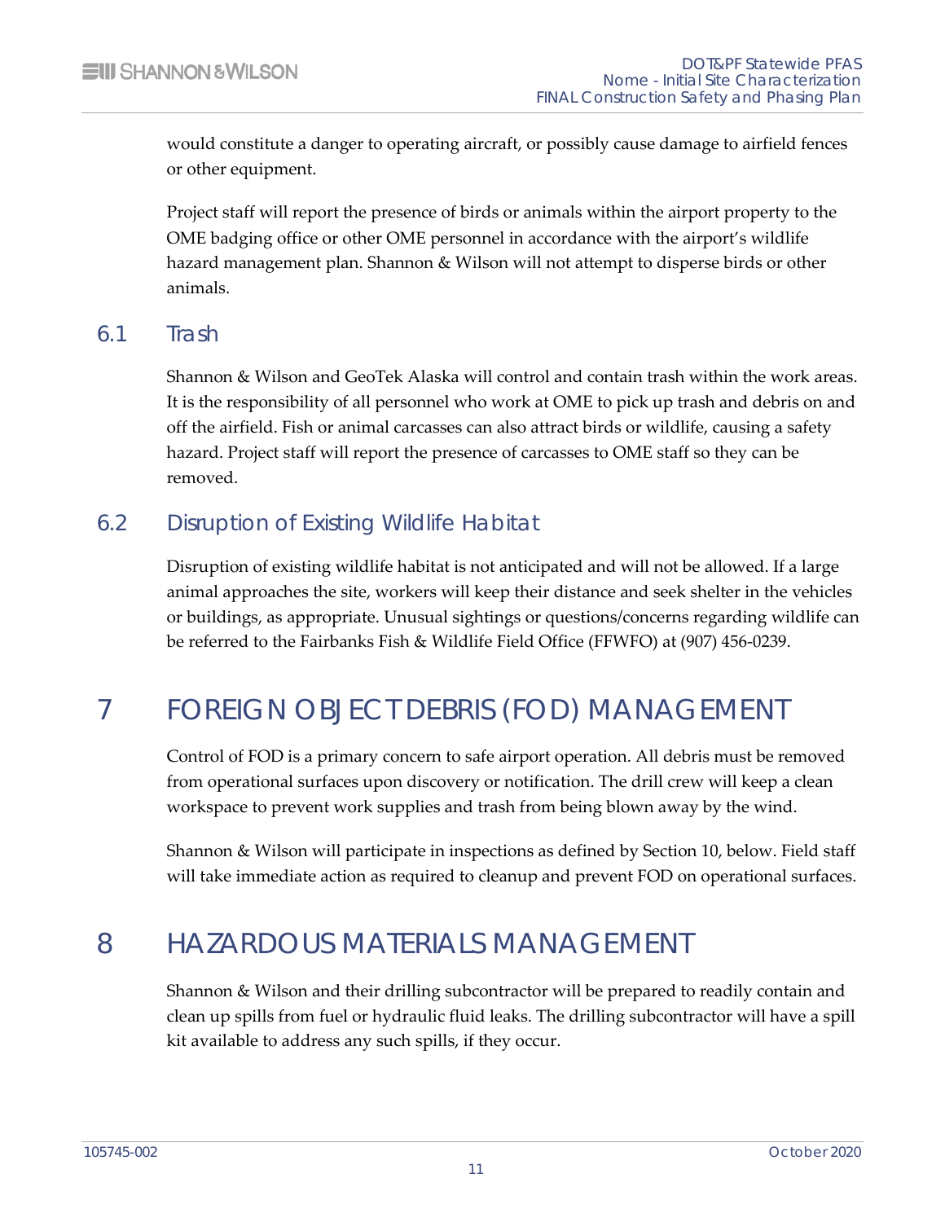would constitute a danger to operating aircraft, or possibly cause damage to airfield fences or other equipment.

Project staff will report the presence of birds or animals within the airport property to the OME badging office or other OME personnel in accordance with the airport's wildlife hazard management plan. Shannon & Wilson will not attempt to disperse birds or other animals.

## 6.1 Trash

Shannon & Wilson and GeoTek Alaska will control and contain trash within the work areas. It is the responsibility of all personnel who work at OME to pick up trash and debris on and off the airfield. Fish or animal carcasses can also attract birds or wildlife, causing a safety hazard. Project staff will report the presence of carcasses to OME staff so they can be removed.

## 6.2 Disruption of Existing Wildlife Habitat

Disruption of existing wildlife habitat is not anticipated and will not be allowed. If a large animal approaches the site, workers will keep their distance and seek shelter in the vehicles or buildings, as appropriate. Unusual sightings or questions/concerns regarding wildlife can be referred to the Fairbanks Fish & Wildlife Field Office (FFWFO) at (907) 456-0239.

# 7 FOREIGN OBJECT DEBRIS (FOD) MANAGEMENT

Control of FOD is a primary concern to safe airport operation. All debris must be removed from operational surfaces upon discovery or notification. The drill crew will keep a clean workspace to prevent work supplies and trash from being blown away by the wind.

Shannon & Wilson will participate in inspections as defined by Section 10, below. Field staff will take immediate action as required to cleanup and prevent FOD on operational surfaces.

# 8 HAZARDOUS MATERIALS MANAGEMENT

Shannon & Wilson and their drilling subcontractor will be prepared to readily contain and clean up spills from fuel or hydraulic fluid leaks. The drilling subcontractor will have a spill kit available to address any such spills, if they occur.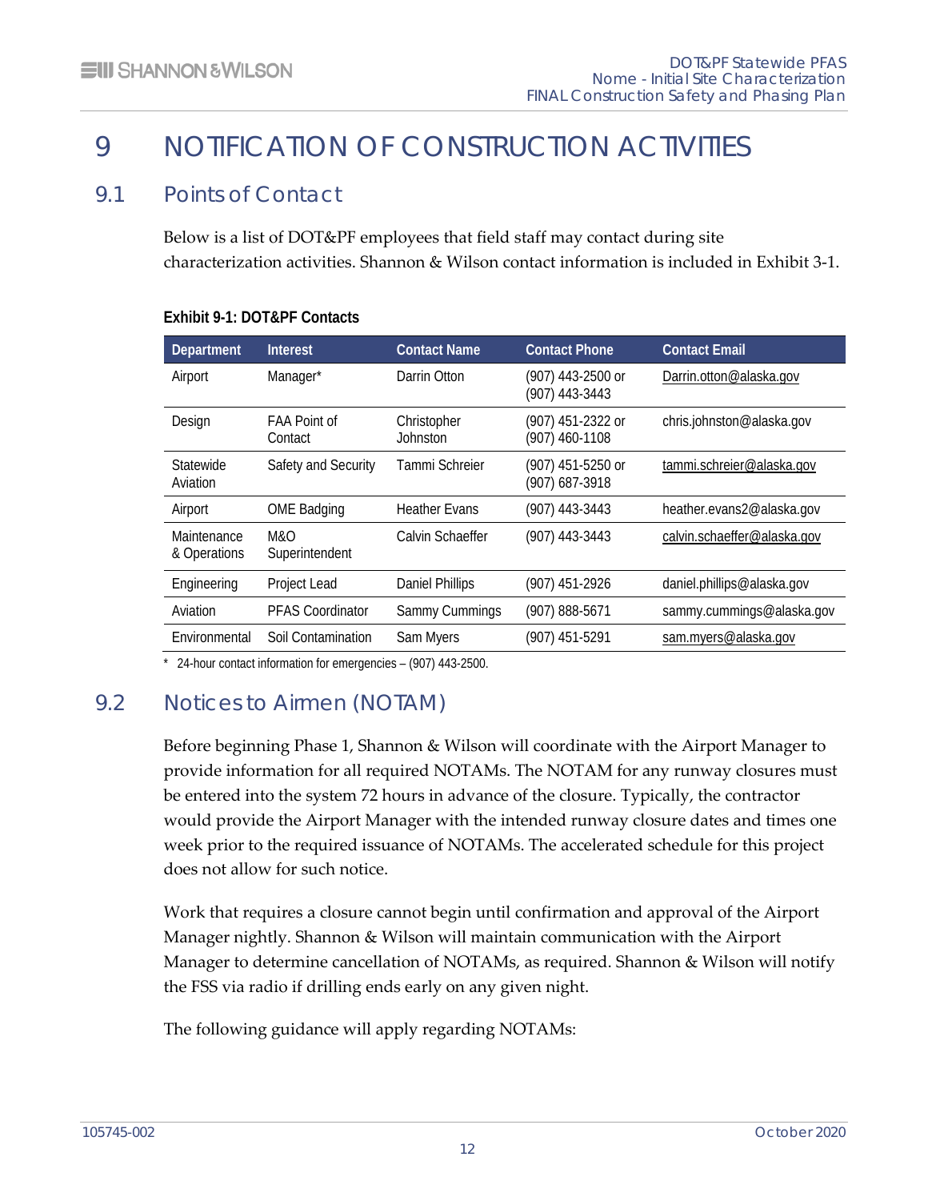# 9 NOTIFICATION OF CONSTRUCTION ACTIVITIES

## 9.1 Points of Contact

Below is a list of DOT&PF employees that field staff may contact during site characterization activities. Shannon & Wilson contact information is included in Exhibit 3-1.

**Exhibit 9-1: DOT&PF Contacts**

| Department | Interest | Contact Name | Contact Phone | Contact Email |
|---|---|---|---|---|
| Airport | Manager* | Darrin Otton | (907) 443-2500 or (907) 443-3443 | Darrin.otton@alaska.gov |
| Design | FAA Point of Contact | Christopher Johnston | (907) 451-2322 or (907) 460-1108 | chris.johnston@alaska.gov |
| Statewide Aviation | Safety and Security | Tammi Schreier | (907) 451-5250 or (907) 687-3918 | tammi.schreier@alaska.gov |
| Airport | OME Badging | Heather Evans | (907) 443-3443 | heather.evans2@alaska.gov |
| Maintenance & Operations | M&O Superintendent | Calvin Schaeffer | (907) 443-3443 | calvin.schaeffer@alaska.gov |
| Engineering | Project Lead | Daniel Phillips | (907) 451-2926 | daniel.phillips@alaska.gov |
| Aviation | PFAS Coordinator | Sammy Cummings | (907) 888-5671 | sammy.cummings@alaska.gov |
| Environmental | Soil Contamination | Sam Myers | (907) 451-5291 | sam.myers@alaska.gov |

\* 24-hour contact information for emergencies – (907) 443-2500.

## 9.2 Notices to Airmen (NOTAM)

Before beginning Phase 1, Shannon & Wilson will coordinate with the Airport Manager to provide information for all required NOTAMs. The NOTAM for any runway closures must be entered into the system 72 hours in advance of the closure. Typically, the contractor would provide the Airport Manager with the intended runway closure dates and times one week prior to the required issuance of NOTAMs. The accelerated schedule for this project does not allow for such notice.

Work that requires a closure cannot begin until confirmation and approval of the Airport Manager nightly. Shannon & Wilson will maintain communication with the Airport Manager to determine cancellation of NOTAMs, as required. Shannon & Wilson will notify the FSS via radio if drilling ends early on any given night.

The following guidance will apply regarding NOTAMs: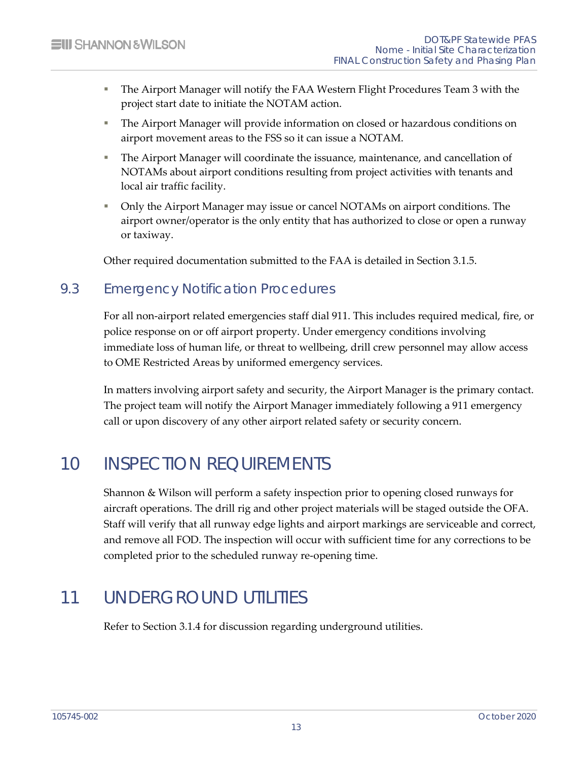- The Airport Manager will notify the FAA Western Flight Procedures Team 3 with the project start date to initiate the NOTAM action.
- The Airport Manager will provide information on closed or hazardous conditions on airport movement areas to the FSS so it can issue a NOTAM.
- The Airport Manager will coordinate the issuance, maintenance, and cancellation of NOTAMs about airport conditions resulting from project activities with tenants and local air traffic facility.
- Only the Airport Manager may issue or cancel NOTAMs on airport conditions. The airport owner/operator is the only entity that has authorized to close or open a runway or taxiway.

Other required documentation submitted to the FAA is detailed in Section 3.1.5.

## 9.3 Emergency Notification Procedures

For all non-airport related emergencies staff dial 911. This includes required medical, fire, or police response on or off airport property. Under emergency conditions involving immediate loss of human life, or threat to wellbeing, drill crew personnel may allow access to OME Restricted Areas by uniformed emergency services.

In matters involving airport safety and security, the Airport Manager is the primary contact. The project team will notify the Airport Manager immediately following a 911 emergency call or upon discovery of any other airport related safety or security concern.

# 10 INSPECTION REQUIREMENTS

Shannon & Wilson will perform a safety inspection prior to opening closed runways for aircraft operations. The drill rig and other project materials will be staged outside the OFA. Staff will verify that all runway edge lights and airport markings are serviceable and correct, and remove all FOD. The inspection will occur with sufficient time for any corrections to be completed prior to the scheduled runway re-opening time.

# 11 UNDERGROUND UTILITIES

Refer to Section 3.1.4 for discussion regarding underground utilities.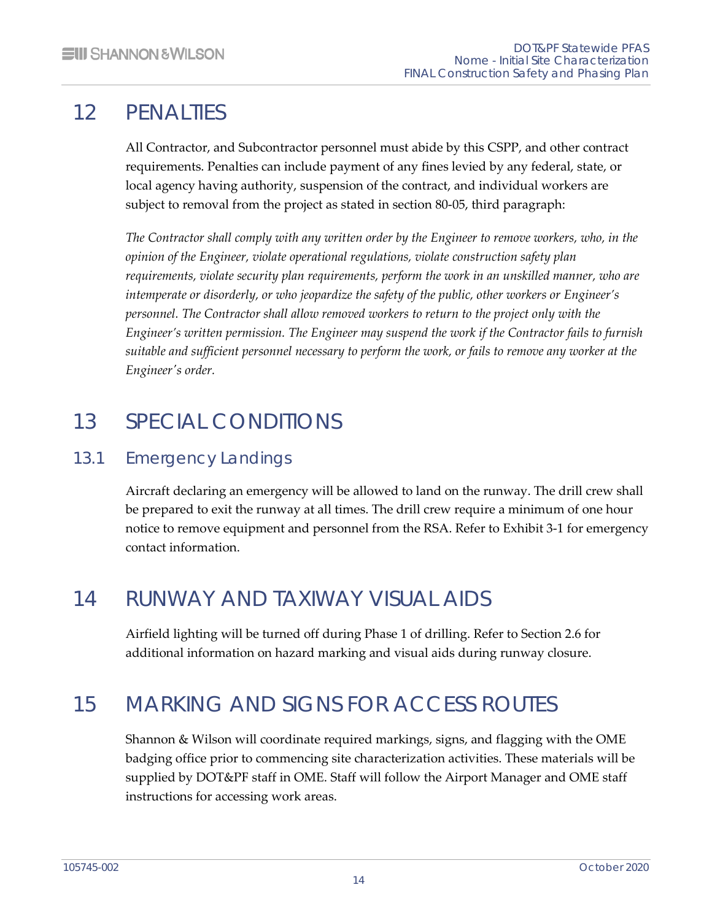# 12 PENALTIES

All Contractor, and Subcontractor personnel must abide by this CSPP, and other contract requirements. Penalties can include payment of any fines levied by any federal, state, or local agency having authority, suspension of the contract, and individual workers are subject to removal from the project as stated in section 80-05, third paragraph:

*The Contractor shall comply with any written order by the Engineer to remove workers, who, in the opinion of the Engineer, violate operational regulations, violate construction safety plan requirements, violate security plan requirements, perform the work in an unskilled manner, who are intemperate or disorderly, or who jeopardize the safety of the public, other workers or Engineer's personnel. The Contractor shall allow removed workers to return to the project only with the Engineer's written permission. The Engineer may suspend the work if the Contractor fails to furnish suitable and sufficient personnel necessary to perform the work, or fails to remove any worker at the Engineer's order.*

# 13 SPECIAL CONDITIONS

## 13.1 Emergency Landings

Aircraft declaring an emergency will be allowed to land on the runway. The drill crew shall be prepared to exit the runway at all times. The drill crew require a minimum of one hour notice to remove equipment and personnel from the RSA. Refer to Exhibit 3-1 for emergency contact information.

# 14 RUNWAY AND TAXIWAY VISUAL AIDS

Airfield lighting will be turned off during Phase 1 of drilling. Refer to Section 2.6 for additional information on hazard marking and visual aids during runway closure.

# 15 MARKING AND SIGNS FOR ACCESS ROUTES

Shannon & Wilson will coordinate required markings, signs, and flagging with the OME badging office prior to commencing site characterization activities. These materials will be supplied by DOT&PF staff in OME. Staff will follow the Airport Manager and OME staff instructions for accessing work areas.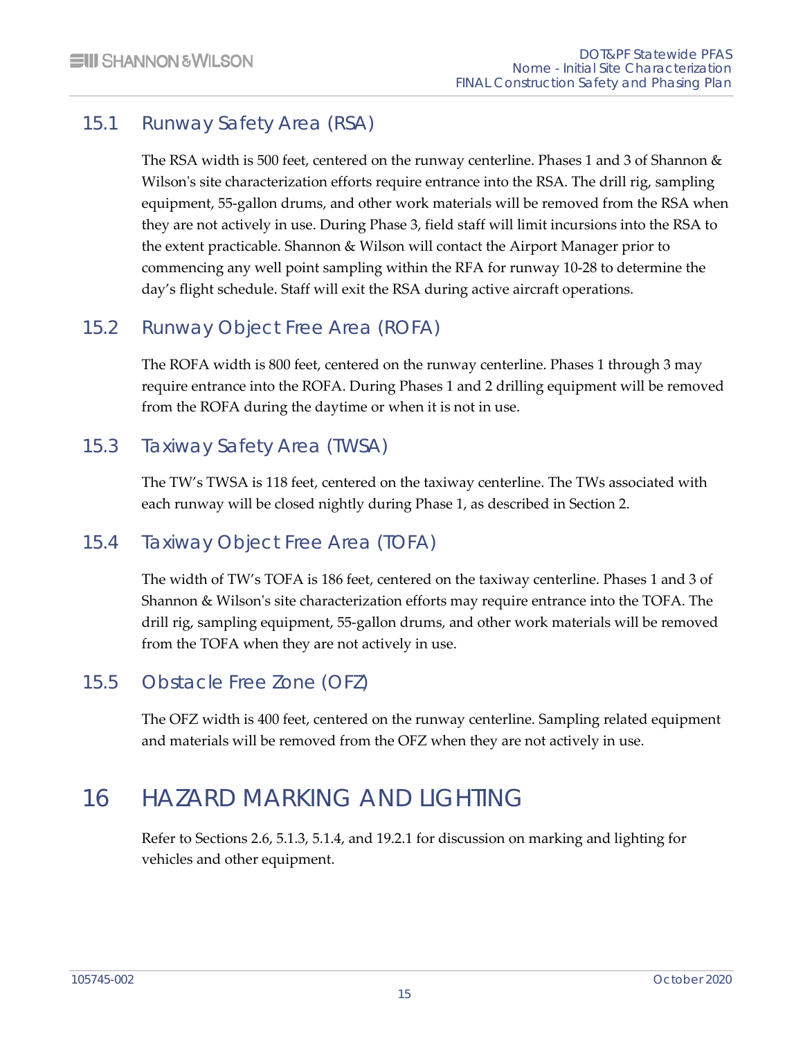## 15.1 Runway Safety Area (RSA)

The RSA width is 500 feet, centered on the runway centerline. Phases 1 and 3 of Shannon & Wilson's site characterization efforts require entrance into the RSA. The drill rig, sampling equipment, 55-gallon drums, and other work materials will be removed from the RSA when they are not actively in use. During Phase 3, field staff will limit incursions into the RSA to the extent practicable. Shannon & Wilson will contact the Airport Manager prior to commencing any well point sampling within the RFA for runway 10-28 to determine the day's flight schedule. Staff will exit the RSA during active aircraft operations.

## 15.2 Runway Object Free Area (ROFA)

The ROFA width is 800 feet, centered on the runway centerline. Phases 1 through 3 may require entrance into the ROFA. During Phases 1 and 2 drilling equipment will be removed from the ROFA during the daytime or when it is not in use.

## 15.3 Taxiway Safety Area (TWSA)

The TW's TWSA is 118 feet, centered on the taxiway centerline. The TWs associated with each runway will be closed nightly during Phase 1, as described in Section 2.

## 15.4 Taxiway Object Free Area (TOFA)

The width of TW's TOFA is 186 feet, centered on the taxiway centerline. Phases 1 and 3 of Shannon & Wilson's site characterization efforts may require entrance into the TOFA. The drill rig, sampling equipment, 55-gallon drums, and other work materials will be removed from the TOFA when they are not actively in use.

## 15.5 Obstacle Free Zone (OFZ)

The OFZ width is 400 feet, centered on the runway centerline. Sampling related equipment and materials will be removed from the OFZ when they are not actively in use.

# 16 HAZARD MARKING AND LIGHTING

Refer to Sections 2.6, 5.1.3, 5.1.4, and 19.2.1 for discussion on marking and lighting for vehicles and other equipment.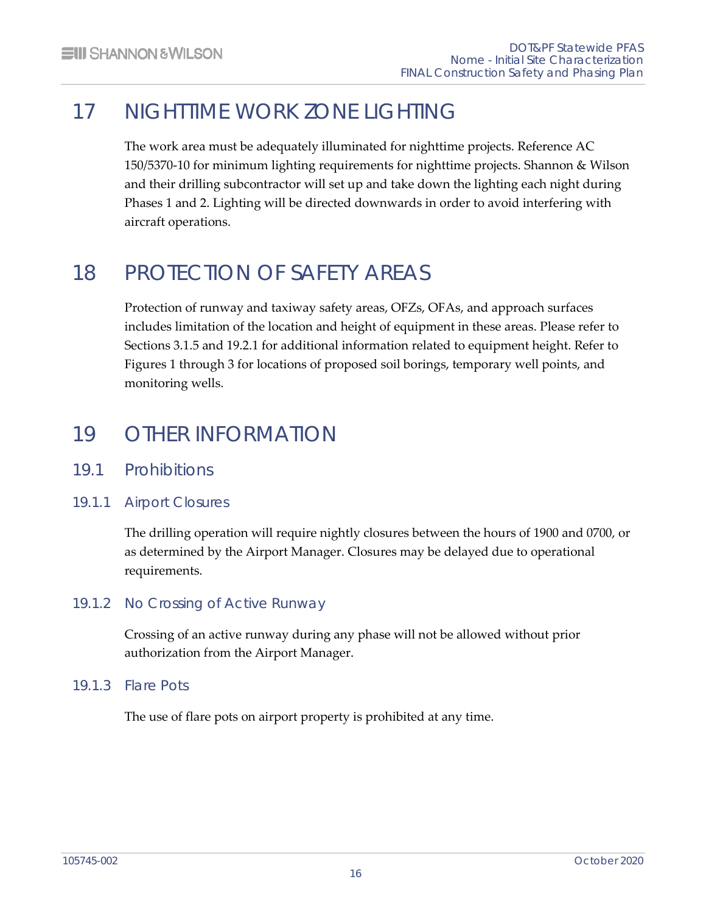# 17 NIGHTTIME WORK ZONE LIGHTING

The work area must be adequately illuminated for nighttime projects. Reference AC 150/5370-10 for minimum lighting requirements for nighttime projects. Shannon & Wilson and their drilling subcontractor will set up and take down the lighting each night during Phases 1 and 2. Lighting will be directed downwards in order to avoid interfering with aircraft operations.

# 18 PROTECTION OF SAFETY AREAS

Protection of runway and taxiway safety areas, OFZs, OFAs, and approach surfaces includes limitation of the location and height of equipment in these areas. Please refer to Sections 3.1.5 and 19.2.1 for additional information related to equipment height. Refer to Figures 1 through 3 for locations of proposed soil borings, temporary well points, and monitoring wells.

# 19 OTHER INFORMATION

## 19.1 Prohibitions

### 19.1.1 Airport Closures

The drilling operation will require nightly closures between the hours of 1900 and 0700, or as determined by the Airport Manager. Closures may be delayed due to operational requirements.

### 19.1.2 No Crossing of Active Runway

Crossing of an active runway during any phase will not be allowed without prior authorization from the Airport Manager.

### 19.1.3 Flare Pots

The use of flare pots on airport property is prohibited at any time.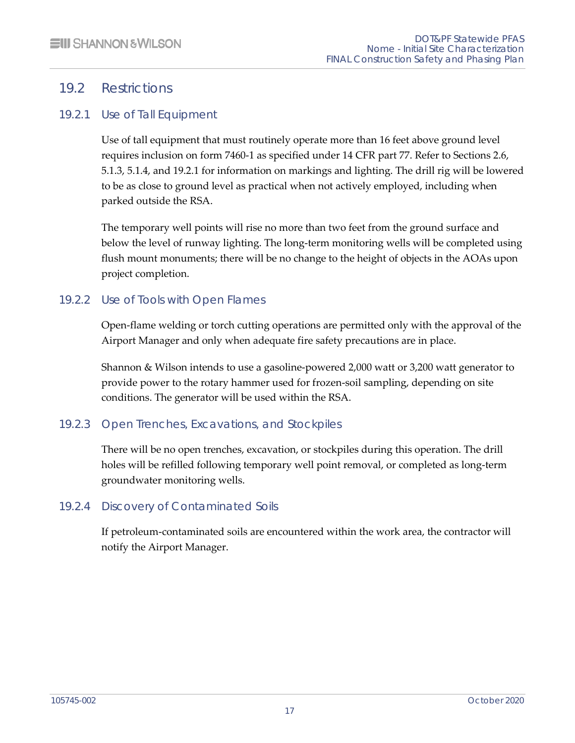## 19.2 Restrictions

### 19.2.1 Use of Tall Equipment

Use of tall equipment that must routinely operate more than 16 feet above ground level requires inclusion on form 7460-1 as specified under 14 CFR part 77. Refer to Sections 2.6, 5.1.3, 5.1.4, and 19.2.1 for information on markings and lighting. The drill rig will be lowered to be as close to ground level as practical when not actively employed, including when parked outside the RSA.

The temporary well points will rise no more than two feet from the ground surface and below the level of runway lighting. The long-term monitoring wells will be completed using flush mount monuments; there will be no change to the height of objects in the AOAs upon project completion.

### 19.2.2 Use of Tools with Open Flames

Open-flame welding or torch cutting operations are permitted only with the approval of the Airport Manager and only when adequate fire safety precautions are in place.

Shannon & Wilson intends to use a gasoline-powered 2,000 watt or 3,200 watt generator to provide power to the rotary hammer used for frozen-soil sampling, depending on site conditions. The generator will be used within the RSA.

### 19.2.3 Open Trenches, Excavations, and Stockpiles

There will be no open trenches, excavation, or stockpiles during this operation. The drill holes will be refilled following temporary well point removal, or completed as long-term groundwater monitoring wells.

### 19.2.4 Discovery of Contaminated Soils

If petroleum-contaminated soils are encountered within the work area, the contractor will notify the Airport Manager.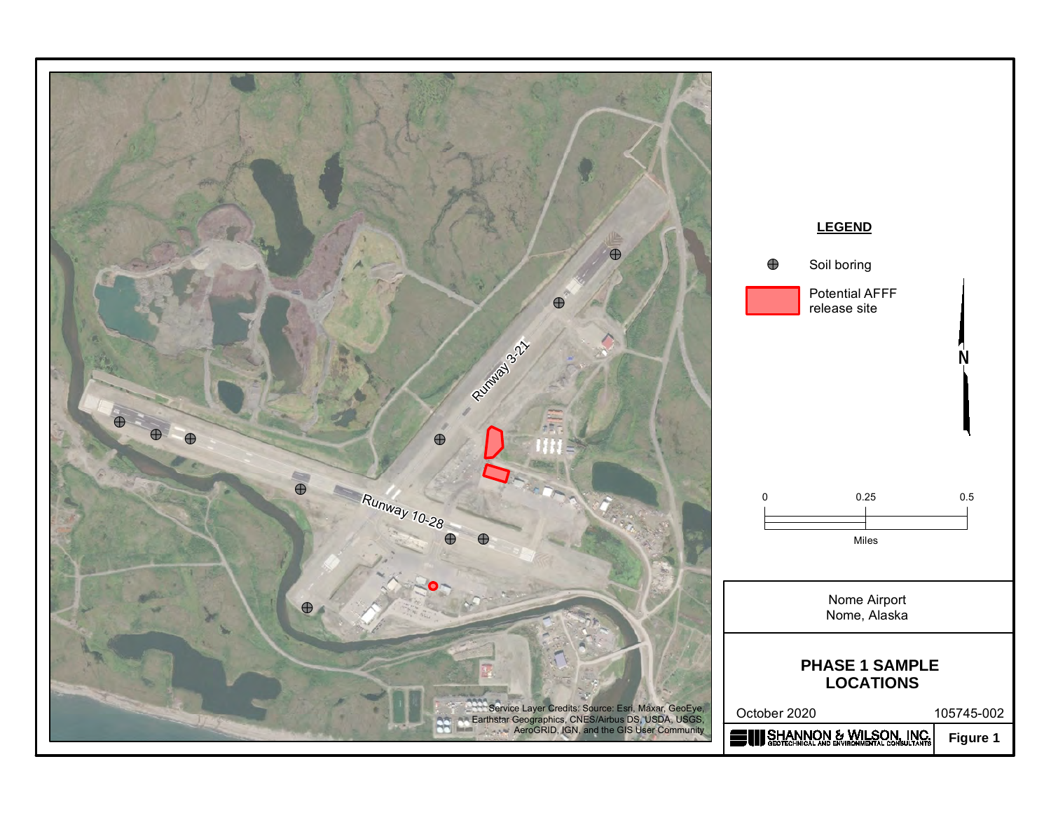Runway 3-21

Runway 10-28

Service Layer Credits: Source: Esri, Maxar, GeoEye, Earthstar Geographics, CNES/Airbus DS, USDA, USGS, AeroGRID, IGN, and the GIS User Community

**LEGEND**

- Soil boring
- Potential AFFF release site

N

0 | 0.25 | 0.5

Miles

Nome Airport
Nome, Alaska

**PHASE 1 SAMPLE LOCATIONS**

October 2020

105745-002

SHANNON & WILSON, INC.
GEOTECHNICAL AND ENVIRONMENTAL CONSULTANTS

**Figure 1**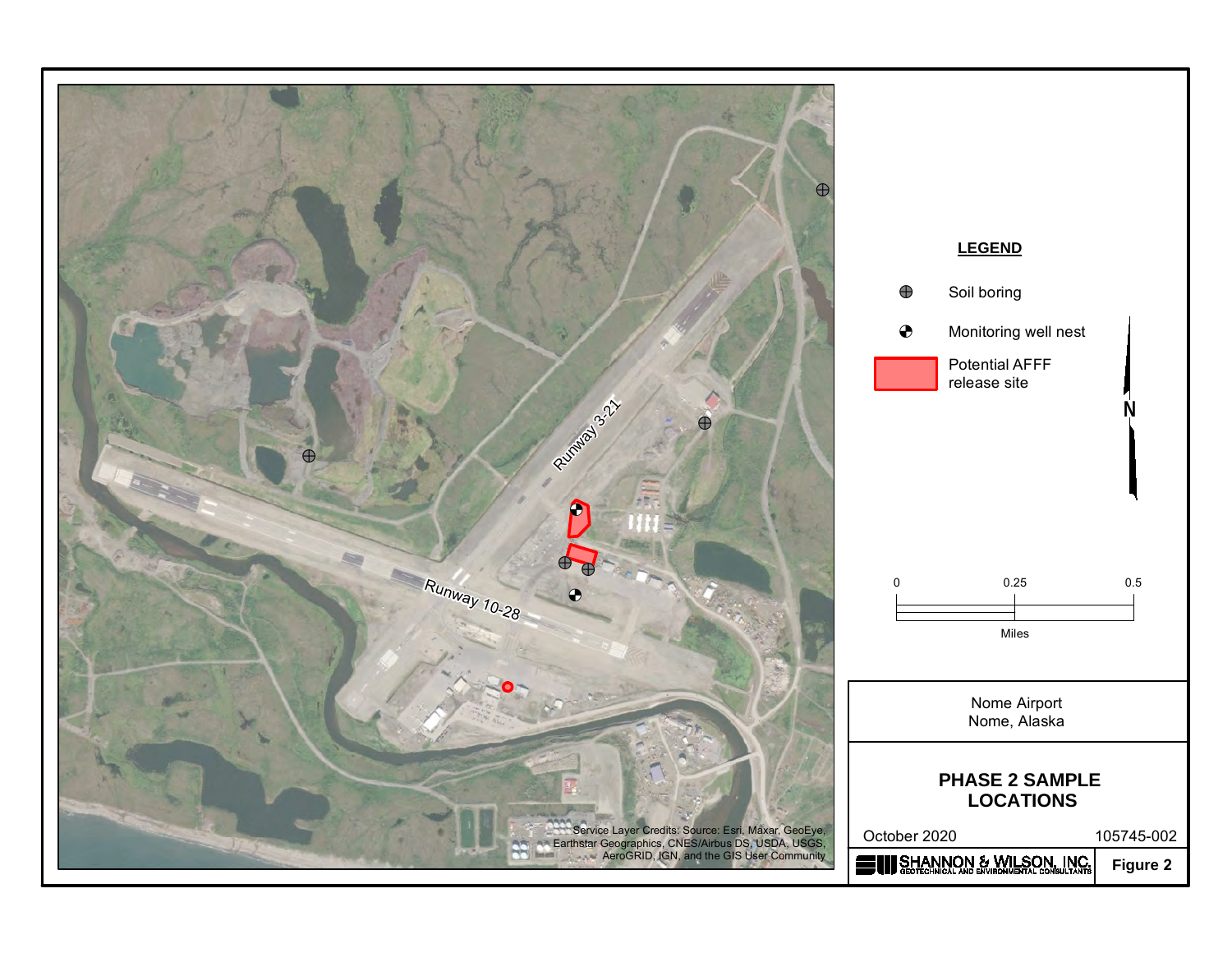Runway 3-21

Runway 10-28

Service Layer Credits: Source: Esri, Maxar, GeoEye, Earthstar Geographics, CNES/Airbus DS, USDA, USGS, AeroGRID, IGN, and the GIS User Community

**LEGEND**

- Soil boring
- Monitoring well nest
- Potential AFFF release site

N

0 0.25 0.5

Miles

Nome Airport
Nome, Alaska

**PHASE 2 SAMPLE LOCATIONS**

October 2020

105745-002

SHANNON & WILSON, INC.
GEOTECHNICAL AND ENVIRONMENTAL CONSULTANTS

**Figure 2**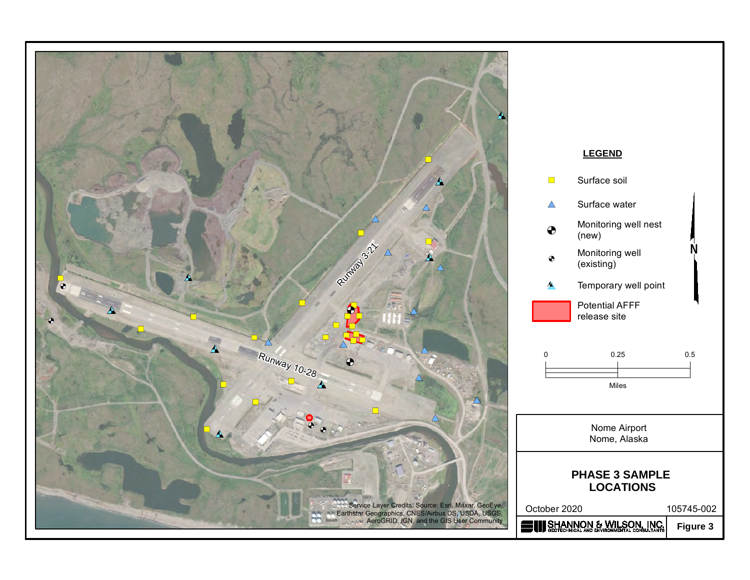Runway 3-21

Runway 10-28

Service Layer Credits: Source: Esri, Maxar, GeoEye, Earthstar Geographics, CNES/Airbus DS, USDA, USGS, AeroGRID, IGN, and the GIS User Community

**LEGEND**

- Surface soil
- Surface water
- Monitoring well nest (new)
- Monitoring well (existing)
- Temporary well point
- Potential AFFF release site

N

0 0.25 0.5

Miles

Nome Airport
Nome, Alaska

## PHASE 3 SAMPLE LOCATIONS

October 2020 105745-002

SHANNON & WILSON, INC.
GEOTECHNICAL AND ENVIRONMENTAL CONSULTANTS

**Figure 3**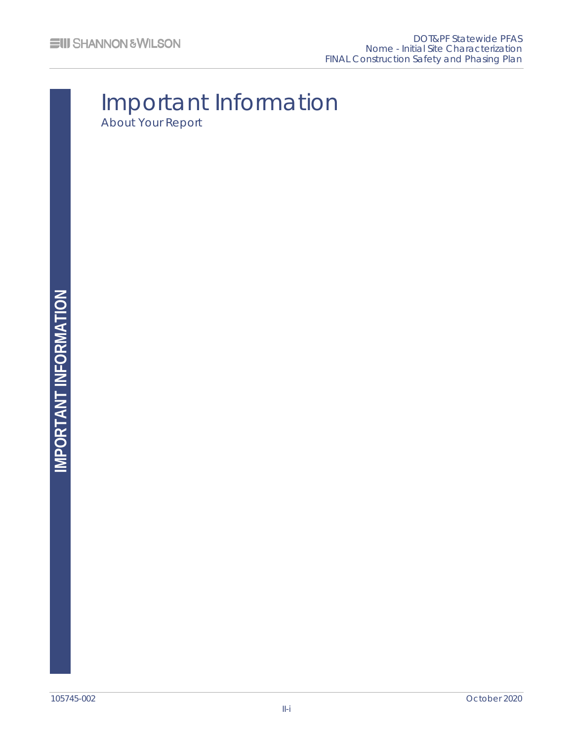# Important Information

About Your Report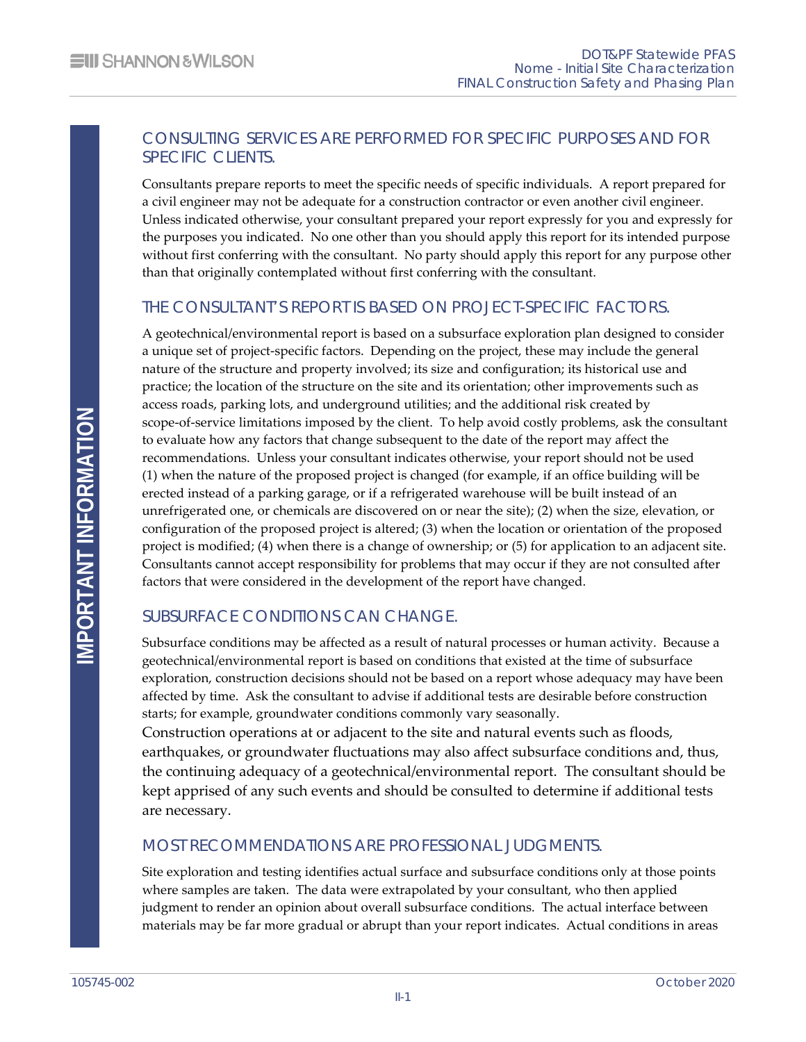## CONSULTING SERVICES ARE PERFORMED FOR SPECIFIC PURPOSES AND FOR SPECIFIC CLIENTS.

Consultants prepare reports to meet the specific needs of specific individuals. A report prepared for a civil engineer may not be adequate for a construction contractor or even another civil engineer. Unless indicated otherwise, your consultant prepared your report expressly for you and expressly for the purposes you indicated. No one other than you should apply this report for its intended purpose without first conferring with the consultant. No party should apply this report for any purpose other than that originally contemplated without first conferring with the consultant.

## THE CONSULTANT'S REPORT IS BASED ON PROJECT-SPECIFIC FACTORS.

A geotechnical/environmental report is based on a subsurface exploration plan designed to consider a unique set of project-specific factors. Depending on the project, these may include the general nature of the structure and property involved; its size and configuration; its historical use and practice; the location of the structure on the site and its orientation; other improvements such as access roads, parking lots, and underground utilities; and the additional risk created by scope-of-service limitations imposed by the client. To help avoid costly problems, ask the consultant to evaluate how any factors that change subsequent to the date of the report may affect the recommendations. Unless your consultant indicates otherwise, your report should not be used (1) when the nature of the proposed project is changed (for example, if an office building will be erected instead of a parking garage, or if a refrigerated warehouse will be built instead of an unrefrigerated one, or chemicals are discovered on or near the site); (2) when the size, elevation, or configuration of the proposed project is altered; (3) when the location or orientation of the proposed project is modified; (4) when there is a change of ownership; or (5) for application to an adjacent site. Consultants cannot accept responsibility for problems that may occur if they are not consulted after factors that were considered in the development of the report have changed.

## SUBSURFACE CONDITIONS CAN CHANGE.

Subsurface conditions may be affected as a result of natural processes or human activity. Because a geotechnical/environmental report is based on conditions that existed at the time of subsurface exploration, construction decisions should not be based on a report whose adequacy may have been affected by time. Ask the consultant to advise if additional tests are desirable before construction starts; for example, groundwater conditions commonly vary seasonally.

Construction operations at or adjacent to the site and natural events such as floods, earthquakes, or groundwater fluctuations may also affect subsurface conditions and, thus, the continuing adequacy of a geotechnical/environmental report. The consultant should be kept apprised of any such events and should be consulted to determine if additional tests are necessary.

## MOST RECOMMENDATIONS ARE PROFESSIONAL JUDGMENTS.

Site exploration and testing identifies actual surface and subsurface conditions only at those points where samples are taken. The data were extrapolated by your consultant, who then applied judgment to render an opinion about overall subsurface conditions. The actual interface between materials may be far more gradual or abrupt than your report indicates. Actual conditions in areas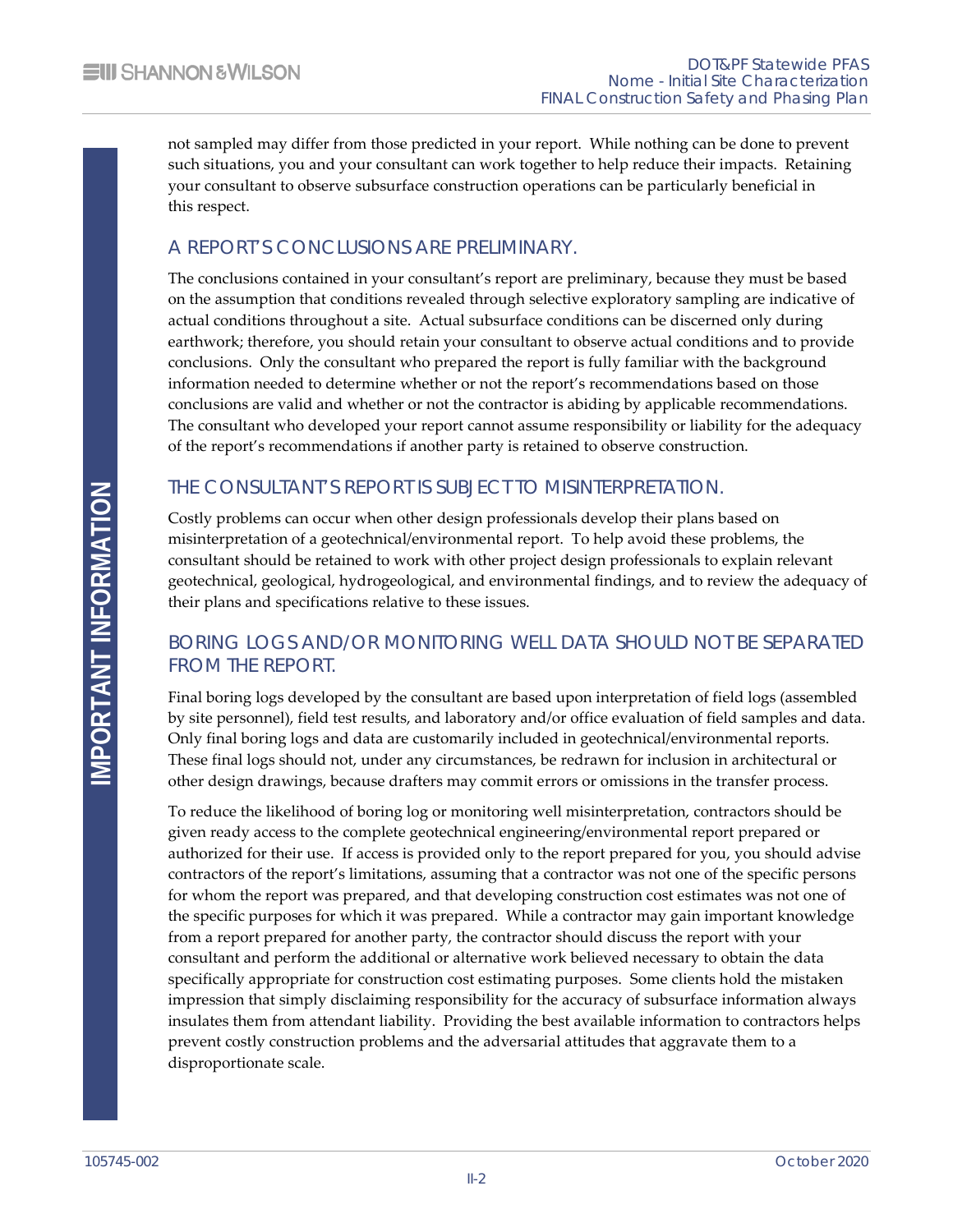not sampled may differ from those predicted in your report. While nothing can be done to prevent such situations, you and your consultant can work together to help reduce their impacts. Retaining your consultant to observe subsurface construction operations can be particularly beneficial in this respect.

## A REPORT'S CONCLUSIONS ARE PRELIMINARY.

The conclusions contained in your consultant's report are preliminary, because they must be based on the assumption that conditions revealed through selective exploratory sampling are indicative of actual conditions throughout a site. Actual subsurface conditions can be discerned only during earthwork; therefore, you should retain your consultant to observe actual conditions and to provide conclusions. Only the consultant who prepared the report is fully familiar with the background information needed to determine whether or not the report's recommendations based on those conclusions are valid and whether or not the contractor is abiding by applicable recommendations. The consultant who developed your report cannot assume responsibility or liability for the adequacy of the report's recommendations if another party is retained to observe construction.

## THE CONSULTANT'S REPORT IS SUBJECT TO MISINTERPRETATION.

Costly problems can occur when other design professionals develop their plans based on misinterpretation of a geotechnical/environmental report. To help avoid these problems, the consultant should be retained to work with other project design professionals to explain relevant geotechnical, geological, hydrogeological, and environmental findings, and to review the adequacy of their plans and specifications relative to these issues.

## BORING LOGS AND/OR MONITORING WELL DATA SHOULD NOT BE SEPARATED FROM THE REPORT.

Final boring logs developed by the consultant are based upon interpretation of field logs (assembled by site personnel), field test results, and laboratory and/or office evaluation of field samples and data. Only final boring logs and data are customarily included in geotechnical/environmental reports. These final logs should not, under any circumstances, be redrawn for inclusion in architectural or other design drawings, because drafters may commit errors or omissions in the transfer process.

To reduce the likelihood of boring log or monitoring well misinterpretation, contractors should be given ready access to the complete geotechnical engineering/environmental report prepared or authorized for their use. If access is provided only to the report prepared for you, you should advise contractors of the report's limitations, assuming that a contractor was not one of the specific persons for whom the report was prepared, and that developing construction cost estimates was not one of the specific purposes for which it was prepared. While a contractor may gain important knowledge from a report prepared for another party, the contractor should discuss the report with your consultant and perform the additional or alternative work believed necessary to obtain the data specifically appropriate for construction cost estimating purposes. Some clients hold the mistaken impression that simply disclaiming responsibility for the accuracy of subsurface information always insulates them from attendant liability. Providing the best available information to contractors helps prevent costly construction problems and the adversarial attitudes that aggravate them to a disproportionate scale.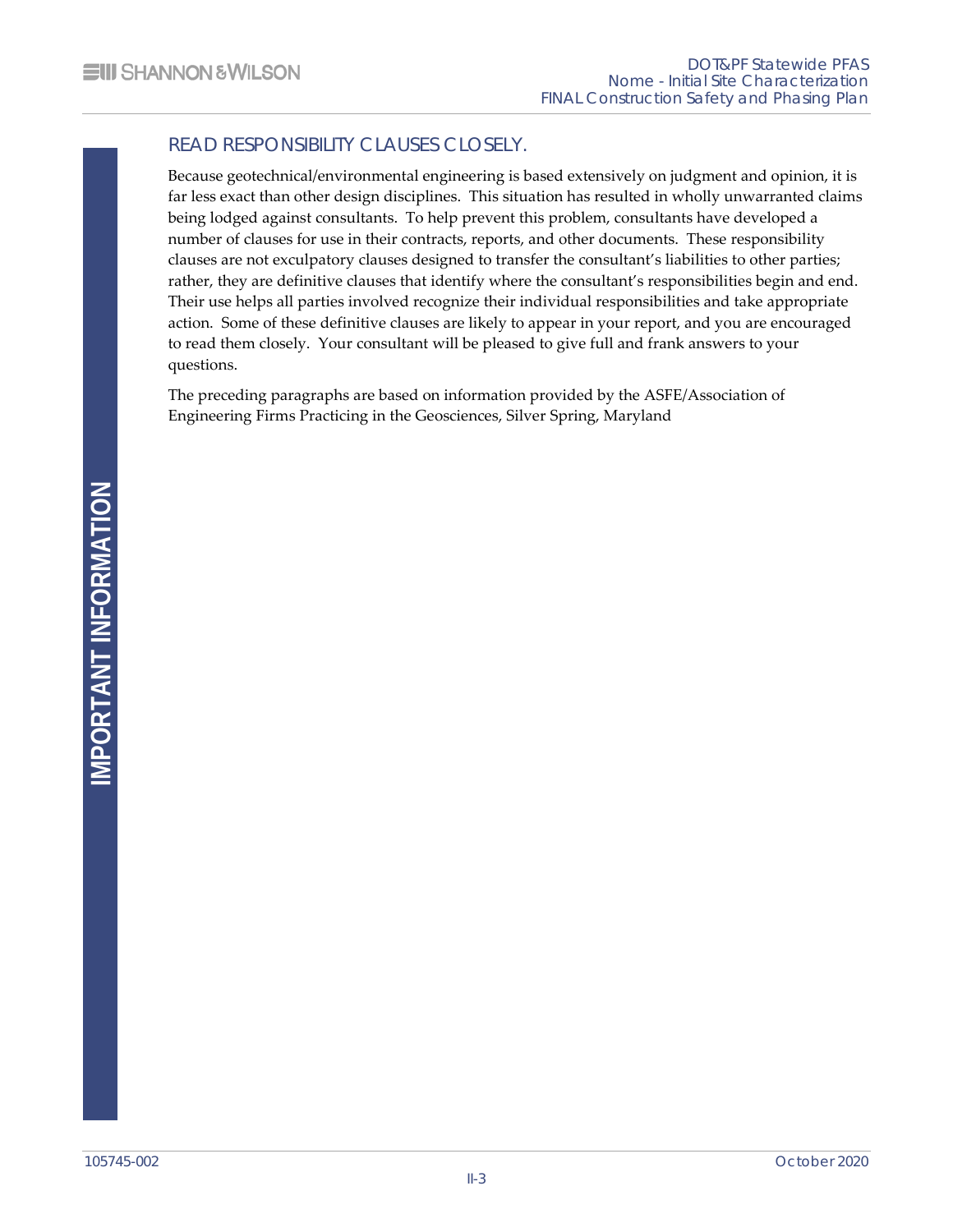## READ RESPONSIBILITY CLAUSES CLOSELY.

Because geotechnical/environmental engineering is based extensively on judgment and opinion, it is far less exact than other design disciplines. This situation has resulted in wholly unwarranted claims being lodged against consultants. To help prevent this problem, consultants have developed a number of clauses for use in their contracts, reports, and other documents. These responsibility clauses are not exculpatory clauses designed to transfer the consultant's liabilities to other parties; rather, they are definitive clauses that identify where the consultant's responsibilities begin and end. Their use helps all parties involved recognize their individual responsibilities and take appropriate action. Some of these definitive clauses are likely to appear in your report, and you are encouraged to read them closely. Your consultant will be pleased to give full and frank answers to your questions.

The preceding paragraphs are based on information provided by the ASFE/Association of Engineering Firms Practicing in the Geosciences, Silver Spring, Maryland